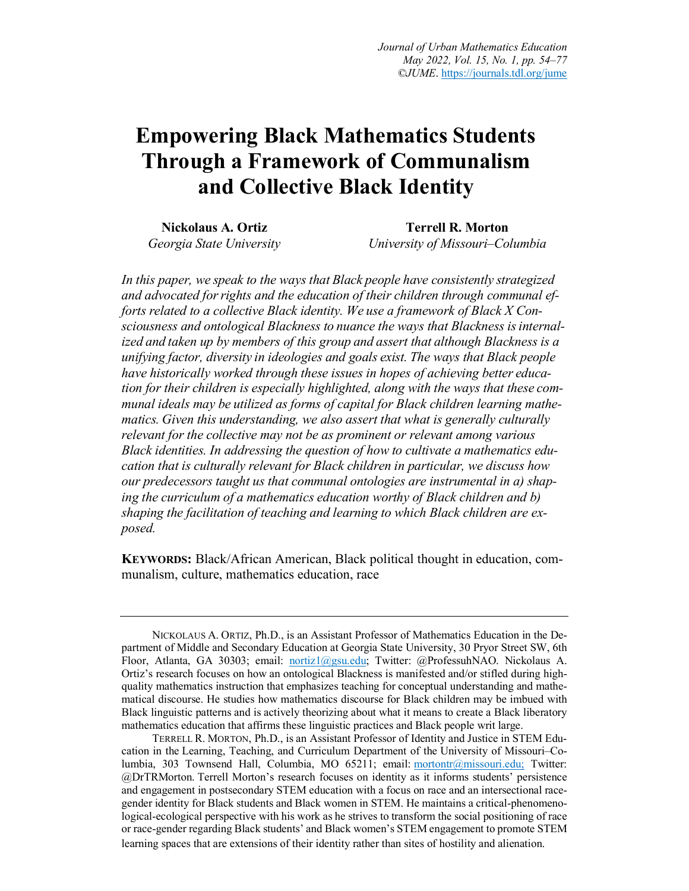# Empowering Black Mathematics Students Through a Framework of Communalism and Collective Black Identity

**Nickolaus A. Ortiz**
*Georgia State University*

**Terrell R. Morton**
*University of Missouri–Columbia*

*In this paper, we speak to the ways that Black people have consistently strategized and advocated for rights and the education of their children through communal efforts related to a collective Black identity. We use a framework of Black X Consciousness and ontological Blackness to nuance the ways that Blackness is internalized and taken up by members of this group and assert that although Blackness is a unifying factor, diversity in ideologies and goals exist. The ways that Black people have historically worked through these issues in hopes of achieving better education for their children is especially highlighted, along with the ways that these communal ideals may be utilized as forms of capital for Black children learning mathematics. Given this understanding, we also assert that what is generally culturally relevant for the collective may not be as prominent or relevant among various Black identities. In addressing the question of how to cultivate a mathematics education that is culturally relevant for Black children in particular, we discuss how our predecessors taught us that communal ontologies are instrumental in a) shaping the curriculum of a mathematics education worthy of Black children and b) shaping the facilitation of teaching and learning to which Black children are exposed.*

**KEYWORDS:** Black/African American, Black political thought in education, communalism, culture, mathematics education, race

---

NICKOLAUS A. ORTIZ, Ph.D., is an Assistant Professor of Mathematics Education in the Department of Middle and Secondary Education at Georgia State University, 30 Pryor Street SW, 6th Floor, Atlanta, GA 30303; email: nortiz1@gsu.edu; Twitter: @ProfessuhNAO. Nickolaus A. Ortiz's research focuses on how an ontological Blackness is manifested and/or stifled during high-quality mathematics instruction that emphasizes teaching for conceptual understanding and mathematical discourse. He studies how mathematics discourse for Black children may be imbued with Black linguistic patterns and is actively theorizing about what it means to create a Black liberatory mathematics education that affirms these linguistic practices and Black people writ large.

TERRELL R. MORTON, Ph.D., is an Assistant Professor of Identity and Justice in STEM Education in the Learning, Teaching, and Curriculum Department of the University of Missouri–Columbia, 303 Townsend Hall, Columbia, MO 65211; email: mortontr@missouri.edu; Twitter: @DrTRMorton. Terrell Morton's research focuses on identity as it informs students' persistence and engagement in postsecondary STEM education with a focus on race and an intersectional race-gender identity for Black students and Black women in STEM. He maintains a critical-phenomenological-ecological perspective with his work as he strives to transform the social positioning of race or race-gender regarding Black students' and Black women's STEM engagement to promote STEM learning spaces that are extensions of their identity rather than sites of hostility and alienation.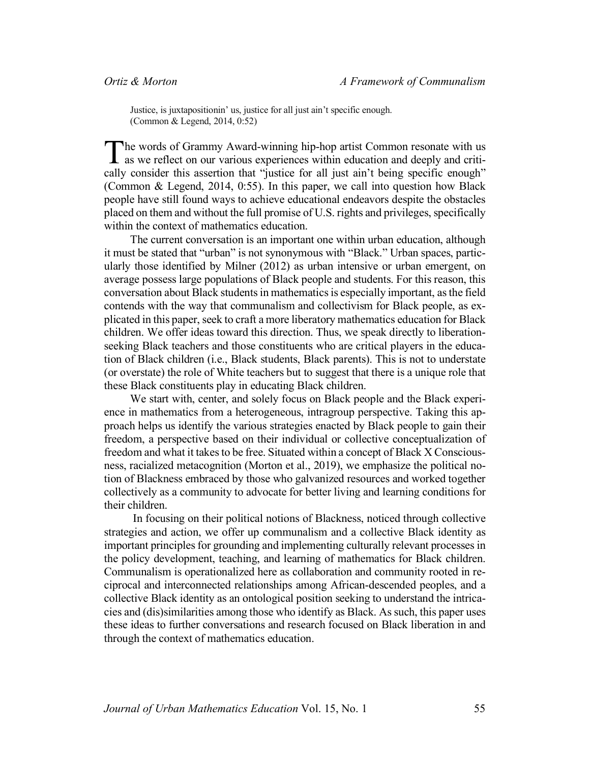> Justice, is juxtapositionin' us, justice for all just ain't specific enough.
> (Common & Legend, 2014, 0:52)

The words of Grammy Award-winning hip-hop artist Common resonate with us as we reflect on our various experiences within education and deeply and critically consider this assertion that "justice for all just ain't being specific enough" (Common & Legend, 2014, 0:55). In this paper, we call into question how Black people have still found ways to achieve educational endeavors despite the obstacles placed on them and without the full promise of U.S. rights and privileges, specifically within the context of mathematics education.

The current conversation is an important one within urban education, although it must be stated that "urban" is not synonymous with "Black." Urban spaces, particularly those identified by Milner (2012) as urban intensive or urban emergent, on average possess large populations of Black people and students. For this reason, this conversation about Black students in mathematics is especially important, as the field contends with the way that communalism and collectivism for Black people, as explicated in this paper, seek to craft a more liberatory mathematics education for Black children. We offer ideas toward this direction. Thus, we speak directly to liberation-seeking Black teachers and those constituents who are critical players in the education of Black children (i.e., Black students, Black parents). This is not to understate (or overstate) the role of White teachers but to suggest that there is a unique role that these Black constituents play in educating Black children.

We start with, center, and solely focus on Black people and the Black experience in mathematics from a heterogeneous, intragroup perspective. Taking this approach helps us identify the various strategies enacted by Black people to gain their freedom, a perspective based on their individual or collective conceptualization of freedom and what it takes to be free. Situated within a concept of Black X Consciousness, racialized metacognition (Morton et al., 2019), we emphasize the political notion of Blackness embraced by those who galvanized resources and worked together collectively as a community to advocate for better living and learning conditions for their children.

In focusing on their political notions of Blackness, noticed through collective strategies and action, we offer up communalism and a collective Black identity as important principles for grounding and implementing culturally relevant processes in the policy development, teaching, and learning of mathematics for Black children. Communalism is operationalized here as collaboration and community rooted in reciprocal and interconnected relationships among African-descended peoples, and a collective Black identity as an ontological position seeking to understand the intricacies and (dis)similarities among those who identify as Black. As such, this paper uses these ideas to further conversations and research focused on Black liberation in and through the context of mathematics education.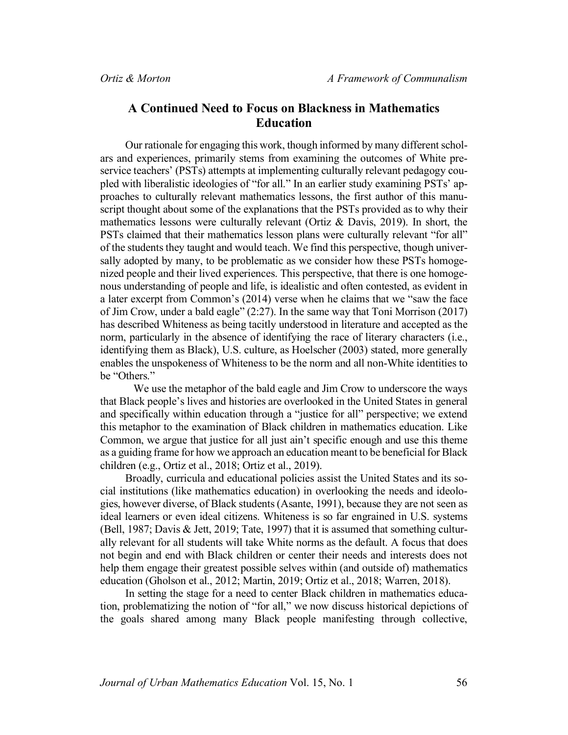## A Continued Need to Focus on Blackness in Mathematics Education

Our rationale for engaging this work, though informed by many different scholars and experiences, primarily stems from examining the outcomes of White preservice teachers' (PSTs) attempts at implementing culturally relevant pedagogy coupled with liberalistic ideologies of "for all." In an earlier study examining PSTs' approaches to culturally relevant mathematics lessons, the first author of this manuscript thought about some of the explanations that the PSTs provided as to why their mathematics lessons were culturally relevant (Ortiz & Davis, 2019). In short, the PSTs claimed that their mathematics lesson plans were culturally relevant "for all" of the students they taught and would teach. We find this perspective, though universally adopted by many, to be problematic as we consider how these PSTs homogenized people and their lived experiences. This perspective, that there is one homogenous understanding of people and life, is idealistic and often contested, as evident in a later excerpt from Common's (2014) verse when he claims that we "saw the face of Jim Crow, under a bald eagle" (2:27). In the same way that Toni Morrison (2017) has described Whiteness as being tacitly understood in literature and accepted as the norm, particularly in the absence of identifying the race of literary characters (i.e., identifying them as Black), U.S. culture, as Hoelscher (2003) stated, more generally enables the unspokeness of Whiteness to be the norm and all non-White identities to be "Others."

We use the metaphor of the bald eagle and Jim Crow to underscore the ways that Black people's lives and histories are overlooked in the United States in general and specifically within education through a "justice for all" perspective; we extend this metaphor to the examination of Black children in mathematics education. Like Common, we argue that justice for all just ain't specific enough and use this theme as a guiding frame for how we approach an education meant to be beneficial for Black children (e.g., Ortiz et al., 2018; Ortiz et al., 2019).

Broadly, curricula and educational policies assist the United States and its social institutions (like mathematics education) in overlooking the needs and ideologies, however diverse, of Black students (Asante, 1991), because they are not seen as ideal learners or even ideal citizens. Whiteness is so far engrained in U.S. systems (Bell, 1987; Davis & Jett, 2019; Tate, 1997) that it is assumed that something culturally relevant for all students will take White norms as the default. A focus that does not begin and end with Black children or center their needs and interests does not help them engage their greatest possible selves within (and outside of) mathematics education (Gholson et al., 2012; Martin, 2019; Ortiz et al., 2018; Warren, 2018).

In setting the stage for a need to center Black children in mathematics education, problematizing the notion of "for all," we now discuss historical depictions of the goals shared among many Black people manifesting through collective,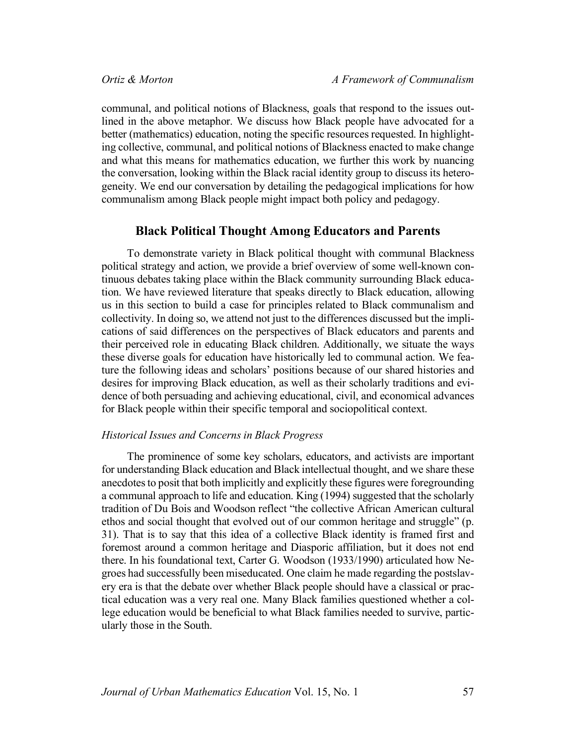communal, and political notions of Blackness, goals that respond to the issues outlined in the above metaphor. We discuss how Black people have advocated for a better (mathematics) education, noting the specific resources requested. In highlighting collective, communal, and political notions of Blackness enacted to make change and what this means for mathematics education, we further this work by nuancing the conversation, looking within the Black racial identity group to discuss its heterogeneity. We end our conversation by detailing the pedagogical implications for how communalism among Black people might impact both policy and pedagogy.

## Black Political Thought Among Educators and Parents

To demonstrate variety in Black political thought with communal Blackness political strategy and action, we provide a brief overview of some well-known continuous debates taking place within the Black community surrounding Black education. We have reviewed literature that speaks directly to Black education, allowing us in this section to build a case for principles related to Black communalism and collectivity. In doing so, we attend not just to the differences discussed but the implications of said differences on the perspectives of Black educators and parents and their perceived role in educating Black children. Additionally, we situate the ways these diverse goals for education have historically led to communal action. We feature the following ideas and scholars' positions because of our shared histories and desires for improving Black education, as well as their scholarly traditions and evidence of both persuading and achieving educational, civil, and economical advances for Black people within their specific temporal and sociopolitical context.

### *Historical Issues and Concerns in Black Progress*

The prominence of some key scholars, educators, and activists are important for understanding Black education and Black intellectual thought, and we share these anecdotes to posit that both implicitly and explicitly these figures were foregrounding a communal approach to life and education. King (1994) suggested that the scholarly tradition of Du Bois and Woodson reflect "the collective African American cultural ethos and social thought that evolved out of our common heritage and struggle" (p. 31). That is to say that this idea of a collective Black identity is framed first and foremost around a common heritage and Diasporic affiliation, but it does not end there. In his foundational text, Carter G. Woodson (1933/1990) articulated how Negroes had successfully been miseducated. One claim he made regarding the postslavery era is that the debate over whether Black people should have a classical or practical education was a very real one. Many Black families questioned whether a college education would be beneficial to what Black families needed to survive, particularly those in the South.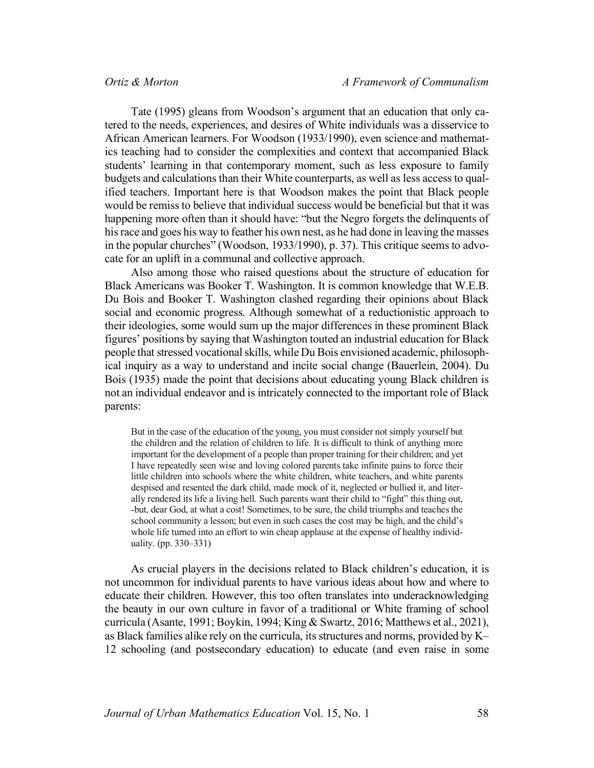Tate (1995) gleans from Woodson's argument that an education that only catered to the needs, experiences, and desires of White individuals was a disservice to African American learners. For Woodson (1933/1990), even science and mathematics teaching had to consider the complexities and context that accompanied Black students' learning in that contemporary moment, such as less exposure to family budgets and calculations than their White counterparts, as well as less access to qualified teachers. Important here is that Woodson makes the point that Black people would be remiss to believe that individual success would be beneficial but that it was happening more often than it should have: "but the Negro forgets the delinquents of his race and goes his way to feather his own nest, as he had done in leaving the masses in the popular churches" (Woodson, 1933/1990), p. 37). This critique seems to advocate for an uplift in a communal and collective approach.

Also among those who raised questions about the structure of education for Black Americans was Booker T. Washington. It is common knowledge that W.E.B. Du Bois and Booker T. Washington clashed regarding their opinions about Black social and economic progress. Although somewhat of a reductionistic approach to their ideologies, some would sum up the major differences in these prominent Black figures' positions by saying that Washington touted an industrial education for Black people that stressed vocational skills, while Du Bois envisioned academic, philosophical inquiry as a way to understand and incite social change (Bauerlein, 2004). Du Bois (1935) made the point that decisions about educating young Black children is not an individual endeavor and is intricately connected to the important role of Black parents:

> But in the case of the education of the young, you must consider not simply yourself but the children and the relation of children to life. It is difficult to think of anything more important for the development of a people than proper training for their children; and yet I have repeatedly seen wise and loving colored parents take infinite pains to force their little children into schools where the white children, white teachers, and white parents despised and resented the dark child, made mock of it, neglected or bullied it, and literally rendered its life a living hell. Such parents want their child to "fight" this thing out, -but, dear God, at what a cost! Sometimes, to be sure, the child triumphs and teaches the school community a lesson; but even in such cases the cost may be high, and the child's whole life turned into an effort to win cheap applause at the expense of healthy individuality. (pp. 330–331)

As crucial players in the decisions related to Black children's education, it is not uncommon for individual parents to have various ideas about how and where to educate their children. However, this too often translates into underacknowledging the beauty in our own culture in favor of a traditional or White framing of school curricula (Asante, 1991; Boykin, 1994; King & Swartz, 2016; Matthews et al., 2021), as Black families alike rely on the curricula, its structures and norms, provided by K–12 schooling (and postsecondary education) to educate (and even raise in some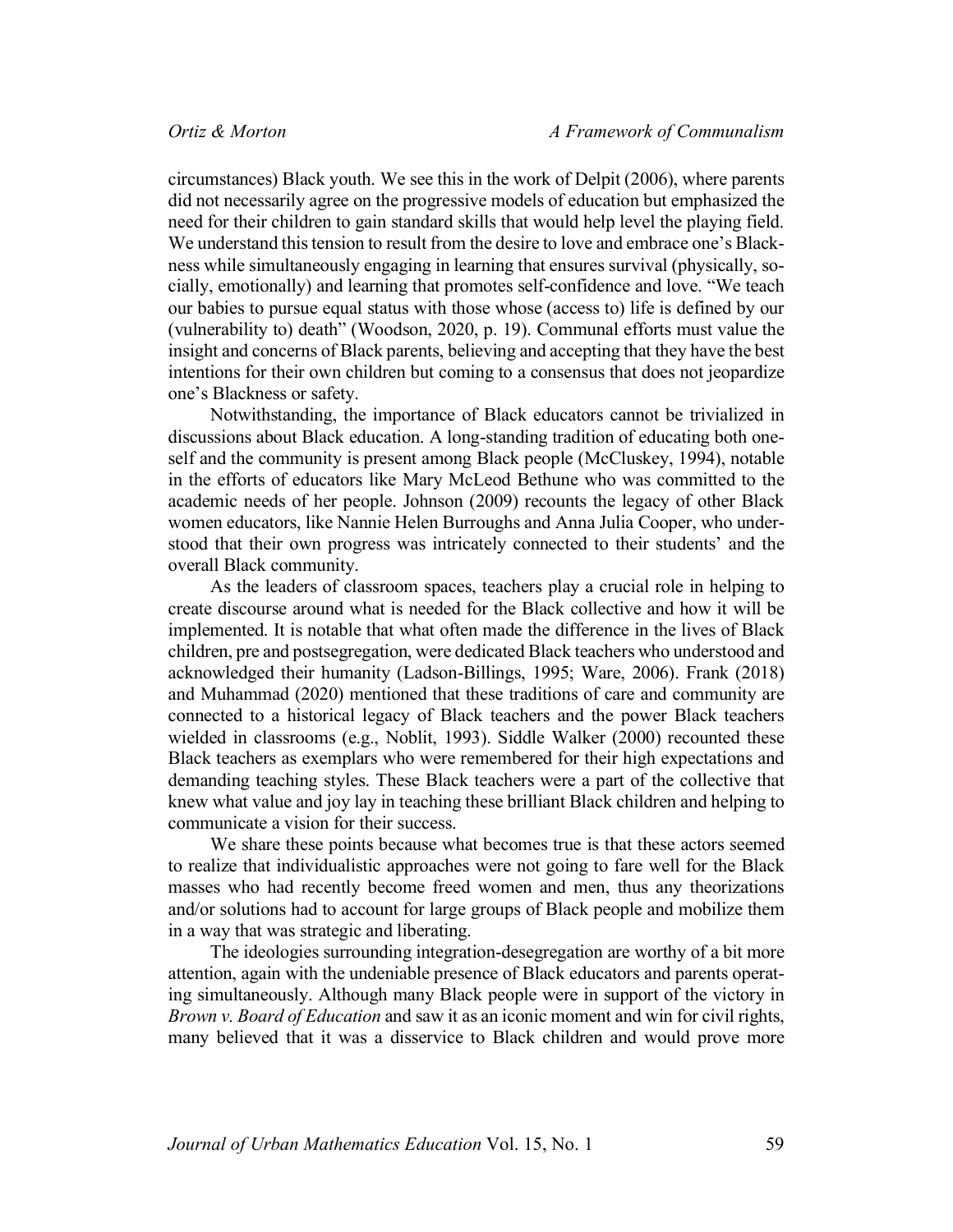circumstances) Black youth. We see this in the work of Delpit (2006), where parents did not necessarily agree on the progressive models of education but emphasized the need for their children to gain standard skills that would help level the playing field. We understand this tension to result from the desire to love and embrace one's Blackness while simultaneously engaging in learning that ensures survival (physically, socially, emotionally) and learning that promotes self-confidence and love. "We teach our babies to pursue equal status with those whose (access to) life is defined by our (vulnerability to) death" (Woodson, 2020, p. 19). Communal efforts must value the insight and concerns of Black parents, believing and accepting that they have the best intentions for their own children but coming to a consensus that does not jeopardize one's Blackness or safety.

Notwithstanding, the importance of Black educators cannot be trivialized in discussions about Black education. A long-standing tradition of educating both oneself and the community is present among Black people (McCluskey, 1994), notable in the efforts of educators like Mary McLeod Bethune who was committed to the academic needs of her people. Johnson (2009) recounts the legacy of other Black women educators, like Nannie Helen Burroughs and Anna Julia Cooper, who understood that their own progress was intricately connected to their students' and the overall Black community.

As the leaders of classroom spaces, teachers play a crucial role in helping to create discourse around what is needed for the Black collective and how it will be implemented. It is notable that what often made the difference in the lives of Black children, pre and postsegregation, were dedicated Black teachers who understood and acknowledged their humanity (Ladson-Billings, 1995; Ware, 2006). Frank (2018) and Muhammad (2020) mentioned that these traditions of care and community are connected to a historical legacy of Black teachers and the power Black teachers wielded in classrooms (e.g., Noblit, 1993). Siddle Walker (2000) recounted these Black teachers as exemplars who were remembered for their high expectations and demanding teaching styles. These Black teachers were a part of the collective that knew what value and joy lay in teaching these brilliant Black children and helping to communicate a vision for their success.

We share these points because what becomes true is that these actors seemed to realize that individualistic approaches were not going to fare well for the Black masses who had recently become freed women and men, thus any theorizations and/or solutions had to account for large groups of Black people and mobilize them in a way that was strategic and liberating.

The ideologies surrounding integration-desegregation are worthy of a bit more attention, again with the undeniable presence of Black educators and parents operating simultaneously. Although many Black people were in support of the victory in *Brown v. Board of Education* and saw it as an iconic moment and win for civil rights, many believed that it was a disservice to Black children and would prove more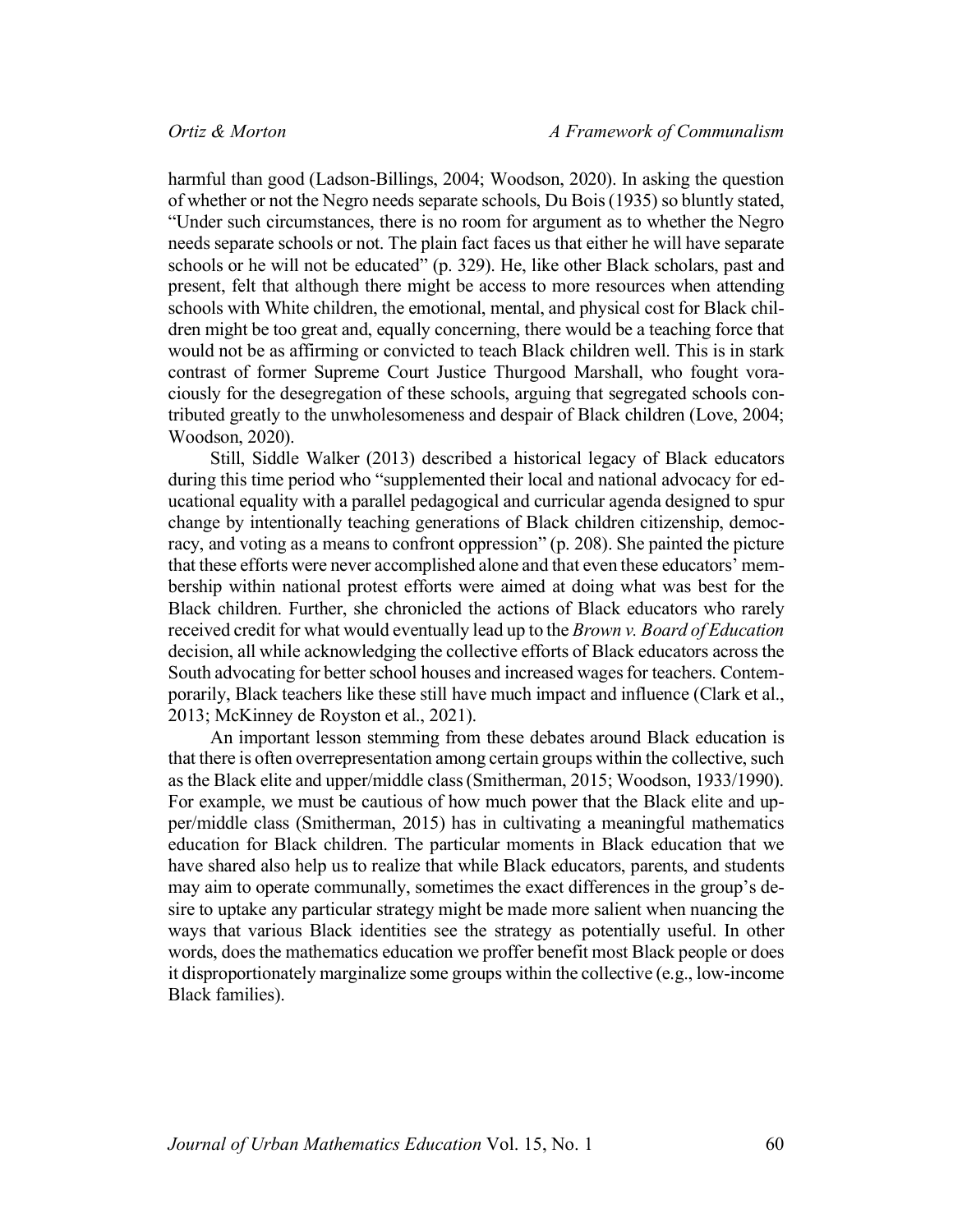harmful than good (Ladson-Billings, 2004; Woodson, 2020). In asking the question of whether or not the Negro needs separate schools, Du Bois (1935) so bluntly stated, "Under such circumstances, there is no room for argument as to whether the Negro needs separate schools or not. The plain fact faces us that either he will have separate schools or he will not be educated" (p. 329). He, like other Black scholars, past and present, felt that although there might be access to more resources when attending schools with White children, the emotional, mental, and physical cost for Black children might be too great and, equally concerning, there would be a teaching force that would not be as affirming or convicted to teach Black children well. This is in stark contrast of former Supreme Court Justice Thurgood Marshall, who fought voraciously for the desegregation of these schools, arguing that segregated schools contributed greatly to the unwholesomeness and despair of Black children (Love, 2004; Woodson, 2020).

Still, Siddle Walker (2013) described a historical legacy of Black educators during this time period who "supplemented their local and national advocacy for educational equality with a parallel pedagogical and curricular agenda designed to spur change by intentionally teaching generations of Black children citizenship, democracy, and voting as a means to confront oppression" (p. 208). She painted the picture that these efforts were never accomplished alone and that even these educators' membership within national protest efforts were aimed at doing what was best for the Black children. Further, she chronicled the actions of Black educators who rarely received credit for what would eventually lead up to the *Brown v. Board of Education* decision, all while acknowledging the collective efforts of Black educators across the South advocating for better school houses and increased wages for teachers. Contemporarily, Black teachers like these still have much impact and influence (Clark et al., 2013; McKinney de Royston et al., 2021).

An important lesson stemming from these debates around Black education is that there is often overrepresentation among certain groups within the collective, such as the Black elite and upper/middle class (Smitherman, 2015; Woodson, 1933/1990). For example, we must be cautious of how much power that the Black elite and upper/middle class (Smitherman, 2015) has in cultivating a meaningful mathematics education for Black children. The particular moments in Black education that we have shared also help us to realize that while Black educators, parents, and students may aim to operate communally, sometimes the exact differences in the group's desire to uptake any particular strategy might be made more salient when nuancing the ways that various Black identities see the strategy as potentially useful. In other words, does the mathematics education we proffer benefit most Black people or does it disproportionately marginalize some groups within the collective (e.g., low-income Black families).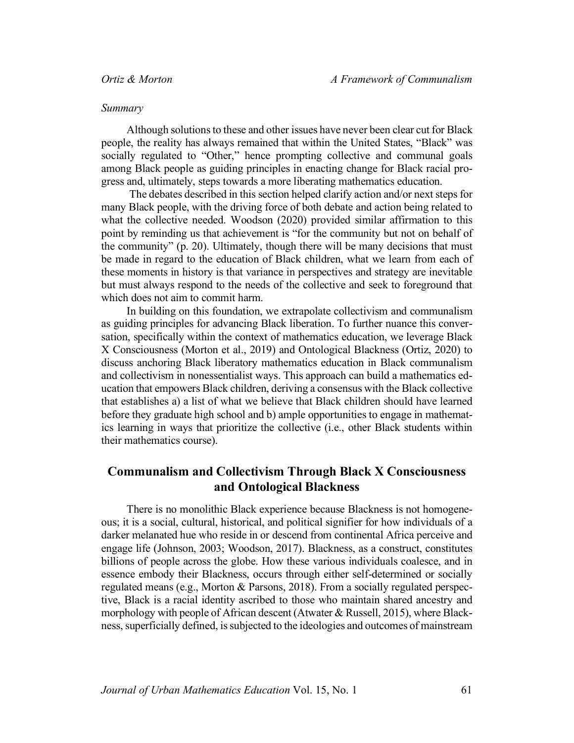*Summary*

Although solutions to these and other issues have never been clear cut for Black people, the reality has always remained that within the United States, "Black" was socially regulated to "Other," hence prompting collective and communal goals among Black people as guiding principles in enacting change for Black racial progress and, ultimately, steps towards a more liberating mathematics education.

The debates described in this section helped clarify action and/or next steps for many Black people, with the driving force of both debate and action being related to what the collective needed. Woodson (2020) provided similar affirmation to this point by reminding us that achievement is "for the community but not on behalf of the community" (p. 20). Ultimately, though there will be many decisions that must be made in regard to the education of Black children, what we learn from each of these moments in history is that variance in perspectives and strategy are inevitable but must always respond to the needs of the collective and seek to foreground that which does not aim to commit harm.

In building on this foundation, we extrapolate collectivism and communalism as guiding principles for advancing Black liberation. To further nuance this conversation, specifically within the context of mathematics education, we leverage Black X Consciousness (Morton et al., 2019) and Ontological Blackness (Ortiz, 2020) to discuss anchoring Black liberatory mathematics education in Black communalism and collectivism in nonessentialist ways. This approach can build a mathematics education that empowers Black children, deriving a consensus with the Black collective that establishes a) a list of what we believe that Black children should have learned before they graduate high school and b) ample opportunities to engage in mathematics learning in ways that prioritize the collective (i.e., other Black students within their mathematics course).

## Communalism and Collectivism Through Black X Consciousness and Ontological Blackness

There is no monolithic Black experience because Blackness is not homogeneous; it is a social, cultural, historical, and political signifier for how individuals of a darker melanated hue who reside in or descend from continental Africa perceive and engage life (Johnson, 2003; Woodson, 2017). Blackness, as a construct, constitutes billions of people across the globe. How these various individuals coalesce, and in essence embody their Blackness, occurs through either self-determined or socially regulated means (e.g., Morton & Parsons, 2018). From a socially regulated perspective, Black is a racial identity ascribed to those who maintain shared ancestry and morphology with people of African descent (Atwater & Russell, 2015), where Blackness, superficially defined, is subjected to the ideologies and outcomes of mainstream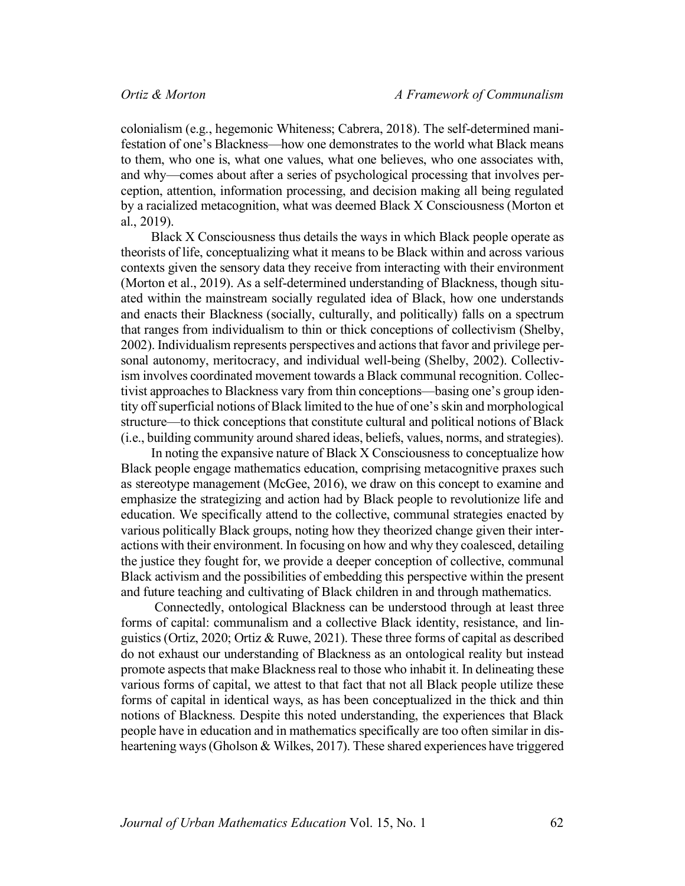colonialism (e.g., hegemonic Whiteness; Cabrera, 2018). The self-determined manifestation of one's Blackness—how one demonstrates to the world what Black means to them, who one is, what one values, what one believes, who one associates with, and why—comes about after a series of psychological processing that involves perception, attention, information processing, and decision making all being regulated by a racialized metacognition, what was deemed Black X Consciousness (Morton et al., 2019).

Black X Consciousness thus details the ways in which Black people operate as theorists of life, conceptualizing what it means to be Black within and across various contexts given the sensory data they receive from interacting with their environment (Morton et al., 2019). As a self-determined understanding of Blackness, though situated within the mainstream socially regulated idea of Black, how one understands and enacts their Blackness (socially, culturally, and politically) falls on a spectrum that ranges from individualism to thin or thick conceptions of collectivism (Shelby, 2002). Individualism represents perspectives and actions that favor and privilege personal autonomy, meritocracy, and individual well-being (Shelby, 2002). Collectivism involves coordinated movement towards a Black communal recognition. Collectivist approaches to Blackness vary from thin conceptions—basing one's group identity off superficial notions of Black limited to the hue of one's skin and morphological structure—to thick conceptions that constitute cultural and political notions of Black (i.e., building community around shared ideas, beliefs, values, norms, and strategies).

In noting the expansive nature of Black X Consciousness to conceptualize how Black people engage mathematics education, comprising metacognitive praxes such as stereotype management (McGee, 2016), we draw on this concept to examine and emphasize the strategizing and action had by Black people to revolutionize life and education. We specifically attend to the collective, communal strategies enacted by various politically Black groups, noting how they theorized change given their interactions with their environment. In focusing on how and why they coalesced, detailing the justice they fought for, we provide a deeper conception of collective, communal Black activism and the possibilities of embedding this perspective within the present and future teaching and cultivating of Black children in and through mathematics.

Connectedly, ontological Blackness can be understood through at least three forms of capital: communalism and a collective Black identity, resistance, and linguistics (Ortiz, 2020; Ortiz & Ruwe, 2021). These three forms of capital as described do not exhaust our understanding of Blackness as an ontological reality but instead promote aspects that make Blackness real to those who inhabit it. In delineating these various forms of capital, we attest to that fact that not all Black people utilize these forms of capital in identical ways, as has been conceptualized in the thick and thin notions of Blackness. Despite this noted understanding, the experiences that Black people have in education and in mathematics specifically are too often similar in disheartening ways (Gholson & Wilkes, 2017). These shared experiences have triggered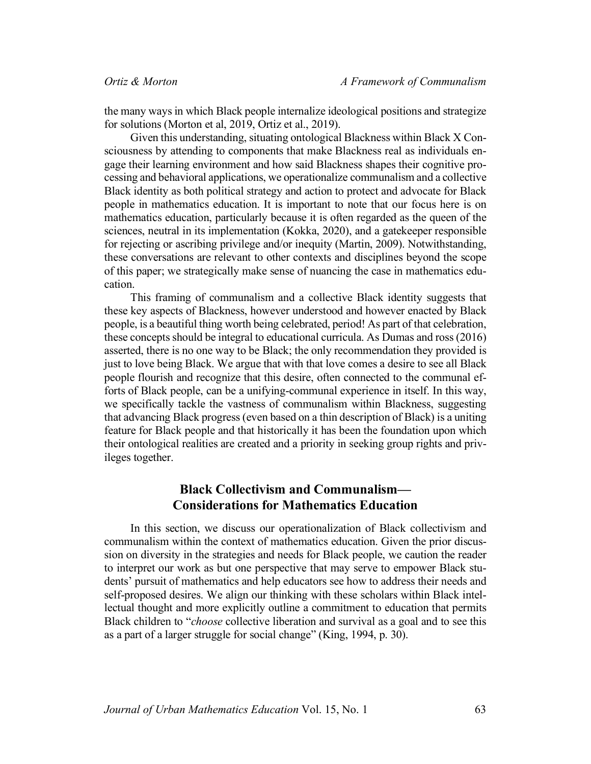the many ways in which Black people internalize ideological positions and strategize for solutions (Morton et al, 2019, Ortiz et al., 2019).

Given this understanding, situating ontological Blackness within Black X Consciousness by attending to components that make Blackness real as individuals engage their learning environment and how said Blackness shapes their cognitive processing and behavioral applications, we operationalize communalism and a collective Black identity as both political strategy and action to protect and advocate for Black people in mathematics education. It is important to note that our focus here is on mathematics education, particularly because it is often regarded as the queen of the sciences, neutral in its implementation (Kokka, 2020), and a gatekeeper responsible for rejecting or ascribing privilege and/or inequity (Martin, 2009). Notwithstanding, these conversations are relevant to other contexts and disciplines beyond the scope of this paper; we strategically make sense of nuancing the case in mathematics education.

This framing of communalism and a collective Black identity suggests that these key aspects of Blackness, however understood and however enacted by Black people, is a beautiful thing worth being celebrated, period! As part of that celebration, these concepts should be integral to educational curricula. As Dumas and ross (2016) asserted, there is no one way to be Black; the only recommendation they provided is just to love being Black. We argue that with that love comes a desire to see all Black people flourish and recognize that this desire, often connected to the communal efforts of Black people, can be a unifying-communal experience in itself. In this way, we specifically tackle the vastness of communalism within Blackness, suggesting that advancing Black progress (even based on a thin description of Black) is a uniting feature for Black people and that historically it has been the foundation upon which their ontological realities are created and a priority in seeking group rights and privileges together.

## Black Collectivism and Communalism—Considerations for Mathematics Education

In this section, we discuss our operationalization of Black collectivism and communalism within the context of mathematics education. Given the prior discussion on diversity in the strategies and needs for Black people, we caution the reader to interpret our work as but one perspective that may serve to empower Black students' pursuit of mathematics and help educators see how to address their needs and self-proposed desires. We align our thinking with these scholars within Black intellectual thought and more explicitly outline a commitment to education that permits Black children to "*choose* collective liberation and survival as a goal and to see this as a part of a larger struggle for social change" (King, 1994, p. 30).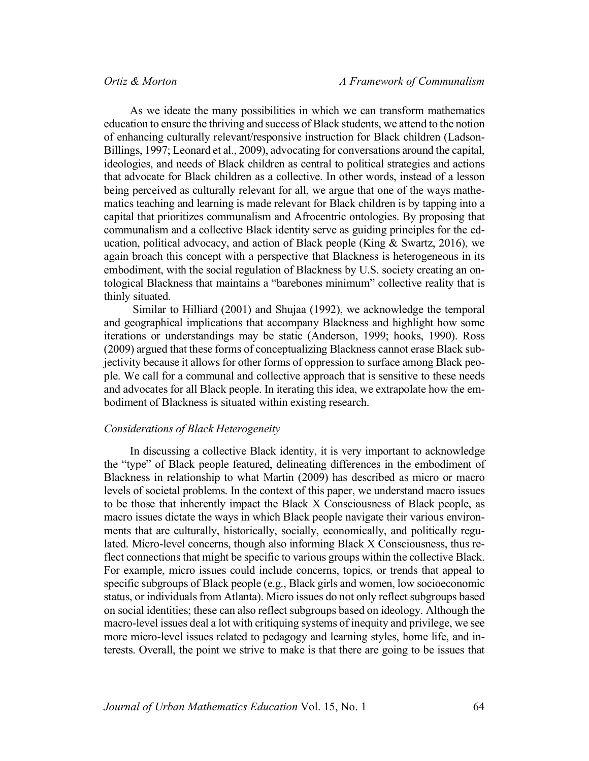As we ideate the many possibilities in which we can transform mathematics education to ensure the thriving and success of Black students, we attend to the notion of enhancing culturally relevant/responsive instruction for Black children (Ladson-Billings, 1997; Leonard et al., 2009), advocating for conversations around the capital, ideologies, and needs of Black children as central to political strategies and actions that advocate for Black children as a collective. In other words, instead of a lesson being perceived as culturally relevant for all, we argue that one of the ways mathematics teaching and learning is made relevant for Black children is by tapping into a capital that prioritizes communalism and Afrocentric ontologies. By proposing that communalism and a collective Black identity serve as guiding principles for the education, political advocacy, and action of Black people (King & Swartz, 2016), we again broach this concept with a perspective that Blackness is heterogeneous in its embodiment, with the social regulation of Blackness by U.S. society creating an ontological Blackness that maintains a "barebones minimum" collective reality that is thinly situated.

Similar to Hilliard (2001) and Shujaa (1992), we acknowledge the temporal and geographical implications that accompany Blackness and highlight how some iterations or understandings may be static (Anderson, 1999; hooks, 1990). Ross (2009) argued that these forms of conceptualizing Blackness cannot erase Black subjectivity because it allows for other forms of oppression to surface among Black people. We call for a communal and collective approach that is sensitive to these needs and advocates for all Black people. In iterating this idea, we extrapolate how the embodiment of Blackness is situated within existing research.

### *Considerations of Black Heterogeneity*

In discussing a collective Black identity, it is very important to acknowledge the "type" of Black people featured, delineating differences in the embodiment of Blackness in relationship to what Martin (2009) has described as micro or macro levels of societal problems. In the context of this paper, we understand macro issues to be those that inherently impact the Black X Consciousness of Black people, as macro issues dictate the ways in which Black people navigate their various environments that are culturally, historically, socially, economically, and politically regulated. Micro-level concerns, though also informing Black X Consciousness, thus reflect connections that might be specific to various groups within the collective Black. For example, micro issues could include concerns, topics, or trends that appeal to specific subgroups of Black people (e.g., Black girls and women, low socioeconomic status, or individuals from Atlanta). Micro issues do not only reflect subgroups based on social identities; these can also reflect subgroups based on ideology. Although the macro-level issues deal a lot with critiquing systems of inequity and privilege, we see more micro-level issues related to pedagogy and learning styles, home life, and interests. Overall, the point we strive to make is that there are going to be issues that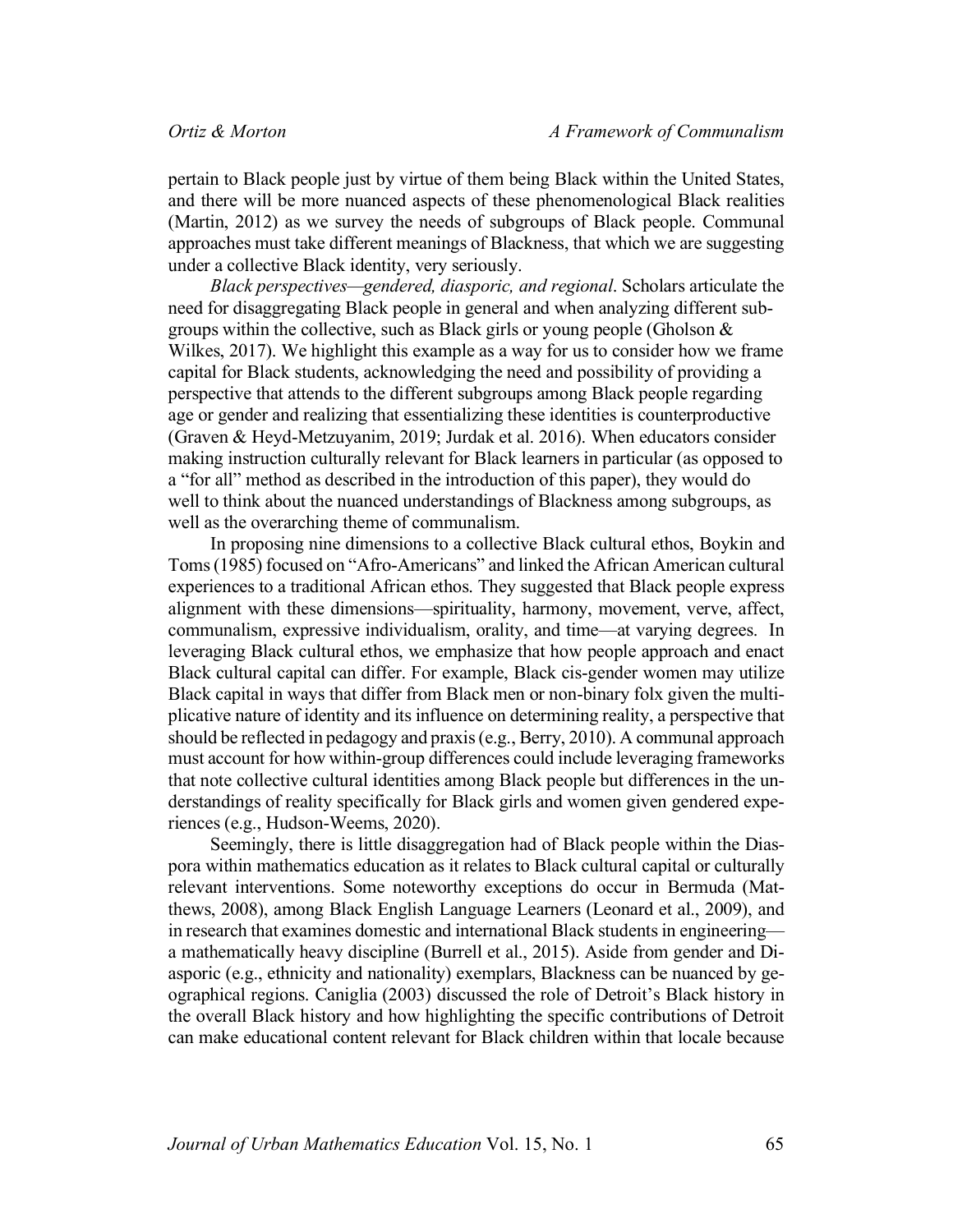pertain to Black people just by virtue of them being Black within the United States, and there will be more nuanced aspects of these phenomenological Black realities (Martin, 2012) as we survey the needs of subgroups of Black people. Communal approaches must take different meanings of Blackness, that which we are suggesting under a collective Black identity, very seriously.

*Black perspectives—gendered, diasporic, and regional*. Scholars articulate the need for disaggregating Black people in general and when analyzing different subgroups within the collective, such as Black girls or young people (Gholson & Wilkes, 2017). We highlight this example as a way for us to consider how we frame capital for Black students, acknowledging the need and possibility of providing a perspective that attends to the different subgroups among Black people regarding age or gender and realizing that essentializing these identities is counterproductive (Graven & Heyd-Metzuyanim, 2019; Jurdak et al. 2016). When educators consider making instruction culturally relevant for Black learners in particular (as opposed to a "for all" method as described in the introduction of this paper), they would do well to think about the nuanced understandings of Blackness among subgroups, as well as the overarching theme of communalism.

In proposing nine dimensions to a collective Black cultural ethos, Boykin and Toms (1985) focused on "Afro-Americans" and linked the African American cultural experiences to a traditional African ethos. They suggested that Black people express alignment with these dimensions—spirituality, harmony, movement, verve, affect, communalism, expressive individualism, orality, and time—at varying degrees. In leveraging Black cultural ethos, we emphasize that how people approach and enact Black cultural capital can differ. For example, Black cis-gender women may utilize Black capital in ways that differ from Black men or non-binary folx given the multiplicative nature of identity and its influence on determining reality, a perspective that should be reflected in pedagogy and praxis (e.g., Berry, 2010). A communal approach must account for how within-group differences could include leveraging frameworks that note collective cultural identities among Black people but differences in the understandings of reality specifically for Black girls and women given gendered experiences (e.g., Hudson-Weems, 2020).

Seemingly, there is little disaggregation had of Black people within the Diaspora within mathematics education as it relates to Black cultural capital or culturally relevant interventions. Some noteworthy exceptions do occur in Bermuda (Matthews, 2008), among Black English Language Learners (Leonard et al., 2009), and in research that examines domestic and international Black students in engineering—a mathematically heavy discipline (Burrell et al., 2015). Aside from gender and Diasporic (e.g., ethnicity and nationality) exemplars, Blackness can be nuanced by geographical regions. Caniglia (2003) discussed the role of Detroit's Black history in the overall Black history and how highlighting the specific contributions of Detroit can make educational content relevant for Black children within that locale because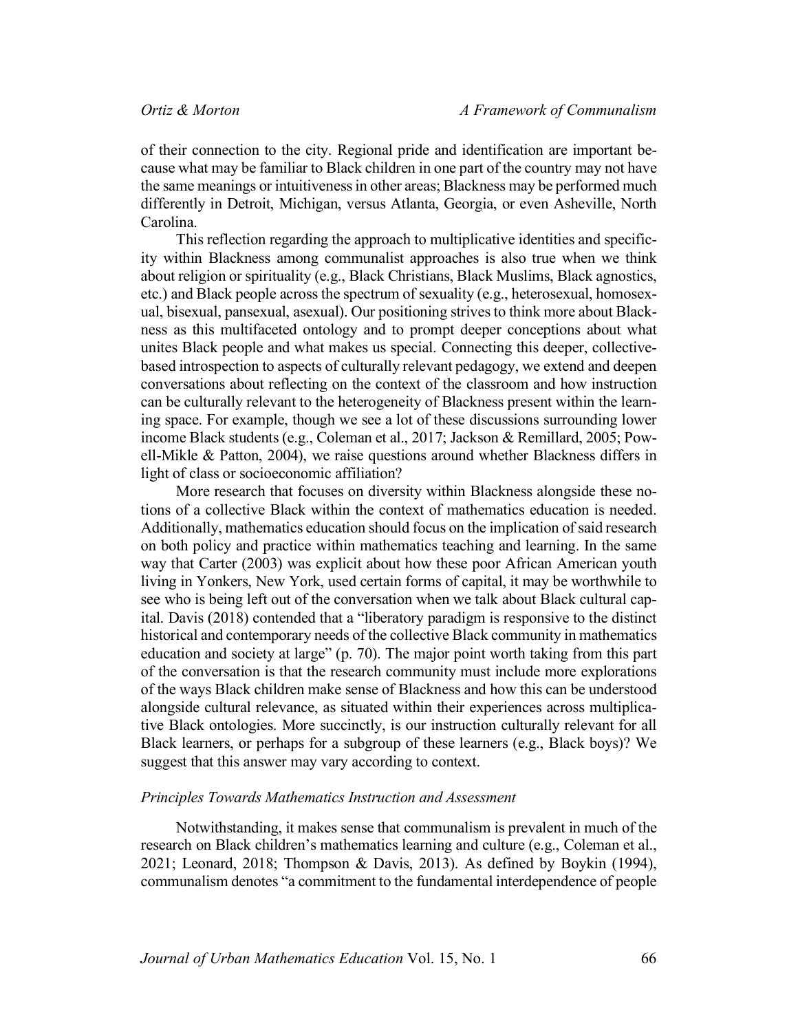of their connection to the city. Regional pride and identification are important because what may be familiar to Black children in one part of the country may not have the same meanings or intuitiveness in other areas; Blackness may be performed much differently in Detroit, Michigan, versus Atlanta, Georgia, or even Asheville, North Carolina.

This reflection regarding the approach to multiplicative identities and specificity within Blackness among communalist approaches is also true when we think about religion or spirituality (e.g., Black Christians, Black Muslims, Black agnostics, etc.) and Black people across the spectrum of sexuality (e.g., heterosexual, homosexual, bisexual, pansexual, asexual). Our positioning strives to think more about Blackness as this multifaceted ontology and to prompt deeper conceptions about what unites Black people and what makes us special. Connecting this deeper, collective-based introspection to aspects of culturally relevant pedagogy, we extend and deepen conversations about reflecting on the context of the classroom and how instruction can be culturally relevant to the heterogeneity of Blackness present within the learning space. For example, though we see a lot of these discussions surrounding lower income Black students (e.g., Coleman et al., 2017; Jackson & Remillard, 2005; Powell-Mikle & Patton, 2004), we raise questions around whether Blackness differs in light of class or socioeconomic affiliation?

More research that focuses on diversity within Blackness alongside these notions of a collective Black within the context of mathematics education is needed. Additionally, mathematics education should focus on the implication of said research on both policy and practice within mathematics teaching and learning. In the same way that Carter (2003) was explicit about how these poor African American youth living in Yonkers, New York, used certain forms of capital, it may be worthwhile to see who is being left out of the conversation when we talk about Black cultural capital. Davis (2018) contended that a "liberatory paradigm is responsive to the distinct historical and contemporary needs of the collective Black community in mathematics education and society at large" (p. 70). The major point worth taking from this part of the conversation is that the research community must include more explorations of the ways Black children make sense of Blackness and how this can be understood alongside cultural relevance, as situated within their experiences across multiplicative Black ontologies. More succinctly, is our instruction culturally relevant for all Black learners, or perhaps for a subgroup of these learners (e.g., Black boys)? We suggest that this answer may vary according to context.

### *Principles Towards Mathematics Instruction and Assessment*

Notwithstanding, it makes sense that communalism is prevalent in much of the research on Black children's mathematics learning and culture (e.g., Coleman et al., 2021; Leonard, 2018; Thompson & Davis, 2013). As defined by Boykin (1994), communalism denotes "a commitment to the fundamental interdependence of people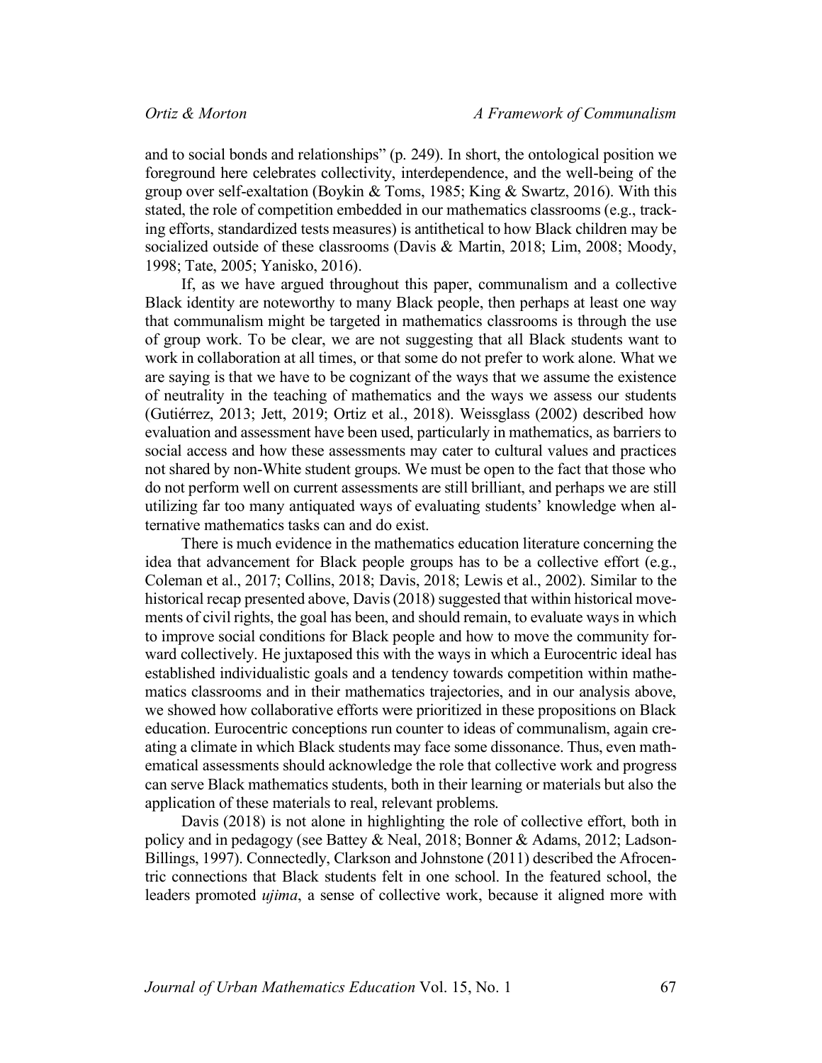and to social bonds and relationships" (p. 249). In short, the ontological position we foreground here celebrates collectivity, interdependence, and the well-being of the group over self-exaltation (Boykin & Toms, 1985; King & Swartz, 2016). With this stated, the role of competition embedded in our mathematics classrooms (e.g., tracking efforts, standardized tests measures) is antithetical to how Black children may be socialized outside of these classrooms (Davis & Martin, 2018; Lim, 2008; Moody, 1998; Tate, 2005; Yanisko, 2016).

If, as we have argued throughout this paper, communalism and a collective Black identity are noteworthy to many Black people, then perhaps at least one way that communalism might be targeted in mathematics classrooms is through the use of group work. To be clear, we are not suggesting that all Black students want to work in collaboration at all times, or that some do not prefer to work alone. What we are saying is that we have to be cognizant of the ways that we assume the existence of neutrality in the teaching of mathematics and the ways we assess our students (Gutiérrez, 2013; Jett, 2019; Ortiz et al., 2018). Weissglass (2002) described how evaluation and assessment have been used, particularly in mathematics, as barriers to social access and how these assessments may cater to cultural values and practices not shared by non-White student groups. We must be open to the fact that those who do not perform well on current assessments are still brilliant, and perhaps we are still utilizing far too many antiquated ways of evaluating students' knowledge when alternative mathematics tasks can and do exist.

There is much evidence in the mathematics education literature concerning the idea that advancement for Black people groups has to be a collective effort (e.g., Coleman et al., 2017; Collins, 2018; Davis, 2018; Lewis et al., 2002). Similar to the historical recap presented above, Davis (2018) suggested that within historical movements of civil rights, the goal has been, and should remain, to evaluate ways in which to improve social conditions for Black people and how to move the community forward collectively. He juxtaposed this with the ways in which a Eurocentric ideal has established individualistic goals and a tendency towards competition within mathematics classrooms and in their mathematics trajectories, and in our analysis above, we showed how collaborative efforts were prioritized in these propositions on Black education. Eurocentric conceptions run counter to ideas of communalism, again creating a climate in which Black students may face some dissonance. Thus, even mathematical assessments should acknowledge the role that collective work and progress can serve Black mathematics students, both in their learning or materials but also the application of these materials to real, relevant problems.

Davis (2018) is not alone in highlighting the role of collective effort, both in policy and in pedagogy (see Battey & Neal, 2018; Bonner & Adams, 2012; Ladson-Billings, 1997). Connectedly, Clarkson and Johnstone (2011) described the Afrocentric connections that Black students felt in one school. In the featured school, the leaders promoted *ujima*, a sense of collective work, because it aligned more with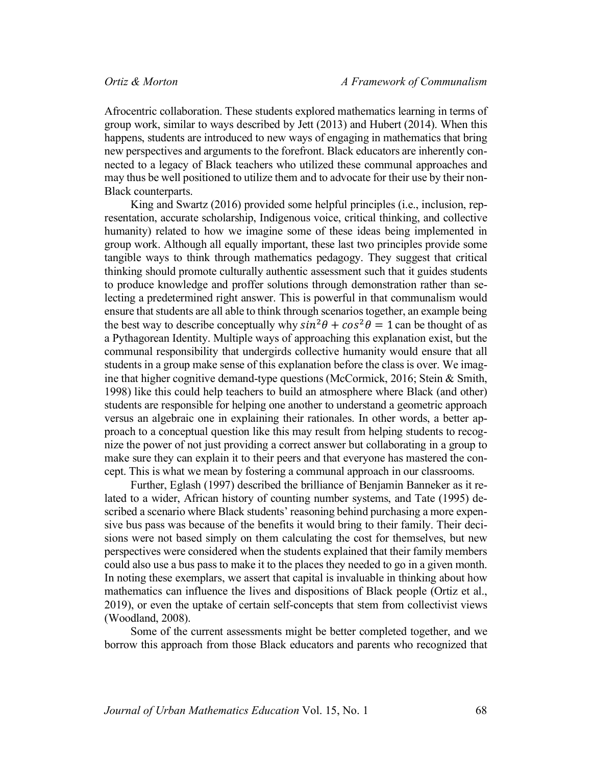Afrocentric collaboration. These students explored mathematics learning in terms of group work, similar to ways described by Jett (2013) and Hubert (2014). When this happens, students are introduced to new ways of engaging in mathematics that bring new perspectives and arguments to the forefront. Black educators are inherently connected to a legacy of Black teachers who utilized these communal approaches and may thus be well positioned to utilize them and to advocate for their use by their non-Black counterparts.

King and Swartz (2016) provided some helpful principles (i.e., inclusion, representation, accurate scholarship, Indigenous voice, critical thinking, and collective humanity) related to how we imagine some of these ideas being implemented in group work. Although all equally important, these last two principles provide some tangible ways to think through mathematics pedagogy. They suggest that critical thinking should promote culturally authentic assessment such that it guides students to produce knowledge and proffer solutions through demonstration rather than selecting a predetermined right answer. This is powerful in that communalism would ensure that students are all able to think through scenarios together, an example being the best way to describe conceptually why $sin^2\theta + cos^2\theta = 1$ can be thought of as a Pythagorean Identity. Multiple ways of approaching this explanation exist, but the communal responsibility that undergirds collective humanity would ensure that all students in a group make sense of this explanation before the class is over. We imagine that higher cognitive demand-type questions (McCormick, 2016; Stein & Smith, 1998) like this could help teachers to build an atmosphere where Black (and other) students are responsible for helping one another to understand a geometric approach versus an algebraic one in explaining their rationales. In other words, a better approach to a conceptual question like this may result from helping students to recognize the power of not just providing a correct answer but collaborating in a group to make sure they can explain it to their peers and that everyone has mastered the concept. This is what we mean by fostering a communal approach in our classrooms.

Further, Eglash (1997) described the brilliance of Benjamin Banneker as it related to a wider, African history of counting number systems, and Tate (1995) described a scenario where Black students' reasoning behind purchasing a more expensive bus pass was because of the benefits it would bring to their family. Their decisions were not based simply on them calculating the cost for themselves, but new perspectives were considered when the students explained that their family members could also use a bus pass to make it to the places they needed to go in a given month. In noting these exemplars, we assert that capital is invaluable in thinking about how mathematics can influence the lives and dispositions of Black people (Ortiz et al., 2019), or even the uptake of certain self-concepts that stem from collectivist views (Woodland, 2008).

Some of the current assessments might be better completed together, and we borrow this approach from those Black educators and parents who recognized that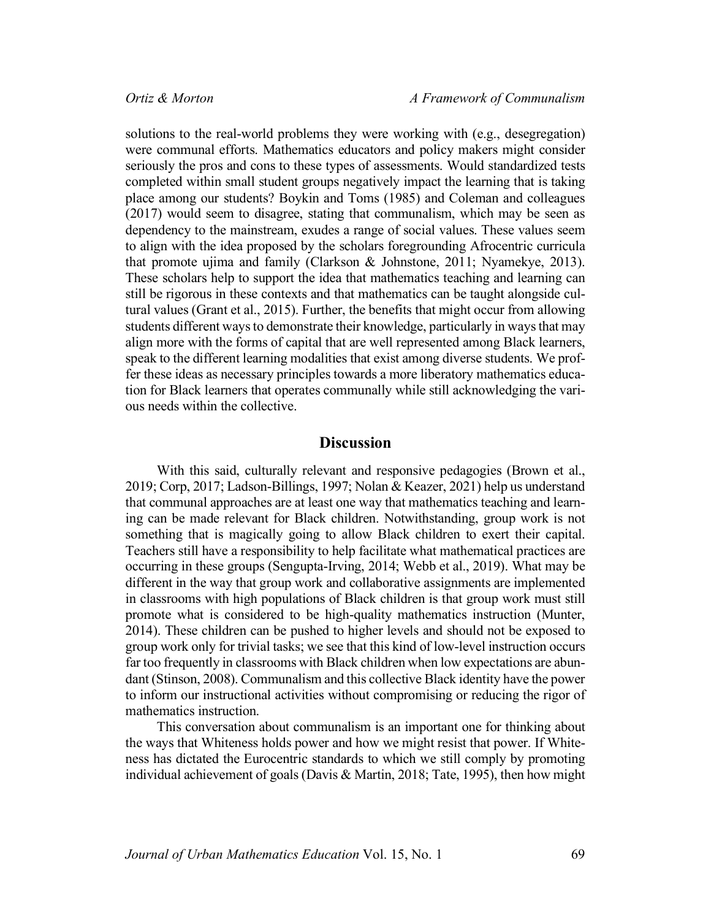solutions to the real-world problems they were working with (e.g., desegregation) were communal efforts. Mathematics educators and policy makers might consider seriously the pros and cons to these types of assessments. Would standardized tests completed within small student groups negatively impact the learning that is taking place among our students? Boykin and Toms (1985) and Coleman and colleagues (2017) would seem to disagree, stating that communalism, which may be seen as dependency to the mainstream, exudes a range of social values. These values seem to align with the idea proposed by the scholars foregrounding Afrocentric curricula that promote ujima and family (Clarkson & Johnstone, 2011; Nyamekye, 2013). These scholars help to support the idea that mathematics teaching and learning can still be rigorous in these contexts and that mathematics can be taught alongside cultural values (Grant et al., 2015). Further, the benefits that might occur from allowing students different ways to demonstrate their knowledge, particularly in ways that may align more with the forms of capital that are well represented among Black learners, speak to the different learning modalities that exist among diverse students. We proffer these ideas as necessary principles towards a more liberatory mathematics education for Black learners that operates communally while still acknowledging the various needs within the collective.

## Discussion

With this said, culturally relevant and responsive pedagogies (Brown et al., 2019; Corp, 2017; Ladson-Billings, 1997; Nolan & Keazer, 2021) help us understand that communal approaches are at least one way that mathematics teaching and learning can be made relevant for Black children. Notwithstanding, group work is not something that is magically going to allow Black children to exert their capital. Teachers still have a responsibility to help facilitate what mathematical practices are occurring in these groups (Sengupta-Irving, 2014; Webb et al., 2019). What may be different in the way that group work and collaborative assignments are implemented in classrooms with high populations of Black children is that group work must still promote what is considered to be high-quality mathematics instruction (Munter, 2014). These children can be pushed to higher levels and should not be exposed to group work only for trivial tasks; we see that this kind of low-level instruction occurs far too frequently in classrooms with Black children when low expectations are abundant (Stinson, 2008). Communalism and this collective Black identity have the power to inform our instructional activities without compromising or reducing the rigor of mathematics instruction.

This conversation about communalism is an important one for thinking about the ways that Whiteness holds power and how we might resist that power. If Whiteness has dictated the Eurocentric standards to which we still comply by promoting individual achievement of goals (Davis & Martin, 2018; Tate, 1995), then how might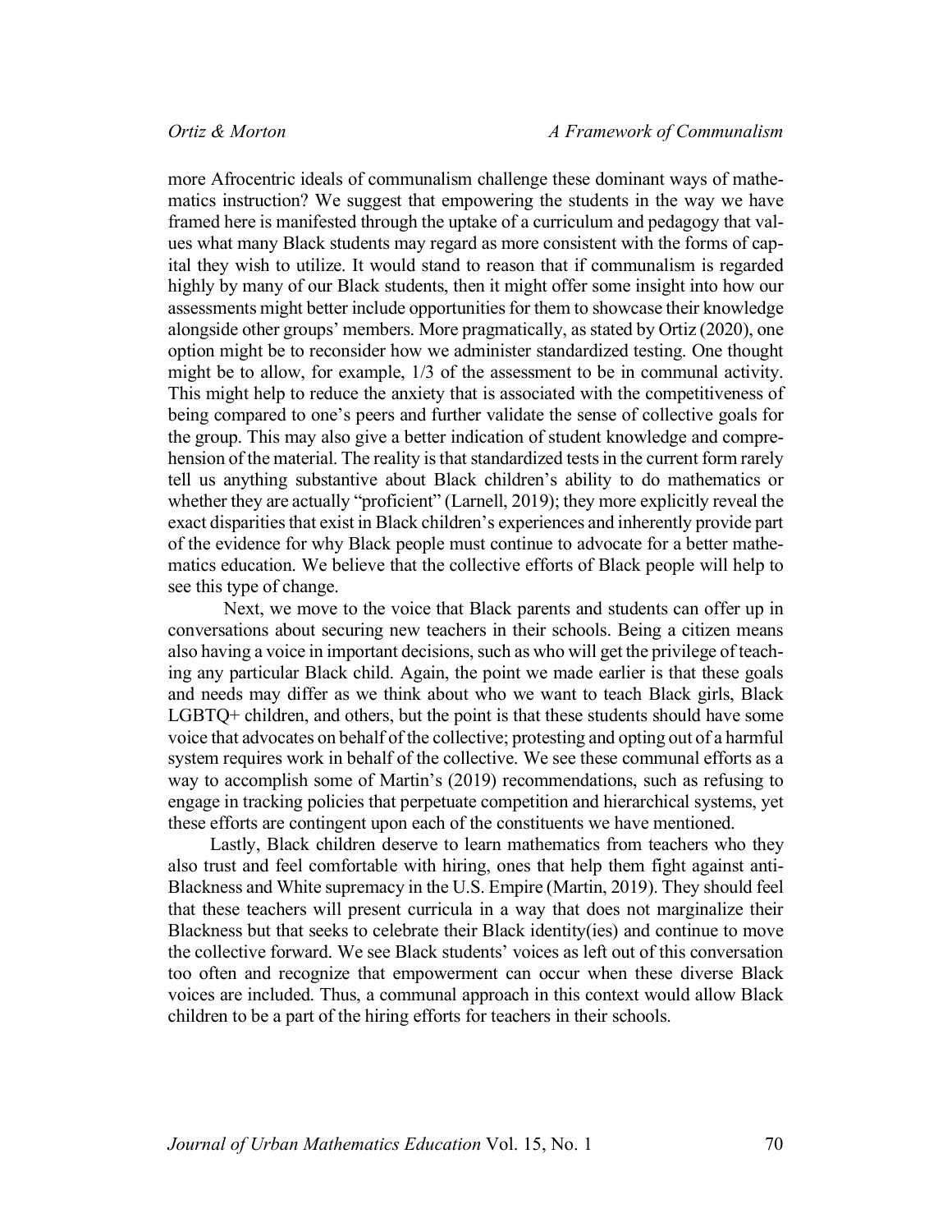more Afrocentric ideals of communalism challenge these dominant ways of mathematics instruction? We suggest that empowering the students in the way we have framed here is manifested through the uptake of a curriculum and pedagogy that values what many Black students may regard as more consistent with the forms of capital they wish to utilize. It would stand to reason that if communalism is regarded highly by many of our Black students, then it might offer some insight into how our assessments might better include opportunities for them to showcase their knowledge alongside other groups' members. More pragmatically, as stated by Ortiz (2020), one option might be to reconsider how we administer standardized testing. One thought might be to allow, for example, 1/3 of the assessment to be in communal activity. This might help to reduce the anxiety that is associated with the competitiveness of being compared to one's peers and further validate the sense of collective goals for the group. This may also give a better indication of student knowledge and comprehension of the material. The reality is that standardized tests in the current form rarely tell us anything substantive about Black children's ability to do mathematics or whether they are actually "proficient" (Larnell, 2019); they more explicitly reveal the exact disparities that exist in Black children's experiences and inherently provide part of the evidence for why Black people must continue to advocate for a better mathematics education. We believe that the collective efforts of Black people will help to see this type of change.

Next, we move to the voice that Black parents and students can offer up in conversations about securing new teachers in their schools. Being a citizen means also having a voice in important decisions, such as who will get the privilege of teaching any particular Black child. Again, the point we made earlier is that these goals and needs may differ as we think about who we want to teach Black girls, Black LGBTQ+ children, and others, but the point is that these students should have some voice that advocates on behalf of the collective; protesting and opting out of a harmful system requires work in behalf of the collective. We see these communal efforts as a way to accomplish some of Martin's (2019) recommendations, such as refusing to engage in tracking policies that perpetuate competition and hierarchical systems, yet these efforts are contingent upon each of the constituents we have mentioned.

Lastly, Black children deserve to learn mathematics from teachers who they also trust and feel comfortable with hiring, ones that help them fight against anti-Blackness and White supremacy in the U.S. Empire (Martin, 2019). They should feel that these teachers will present curricula in a way that does not marginalize their Blackness but that seeks to celebrate their Black identity(ies) and continue to move the collective forward. We see Black students' voices as left out of this conversation too often and recognize that empowerment can occur when these diverse Black voices are included. Thus, a communal approach in this context would allow Black children to be a part of the hiring efforts for teachers in their schools.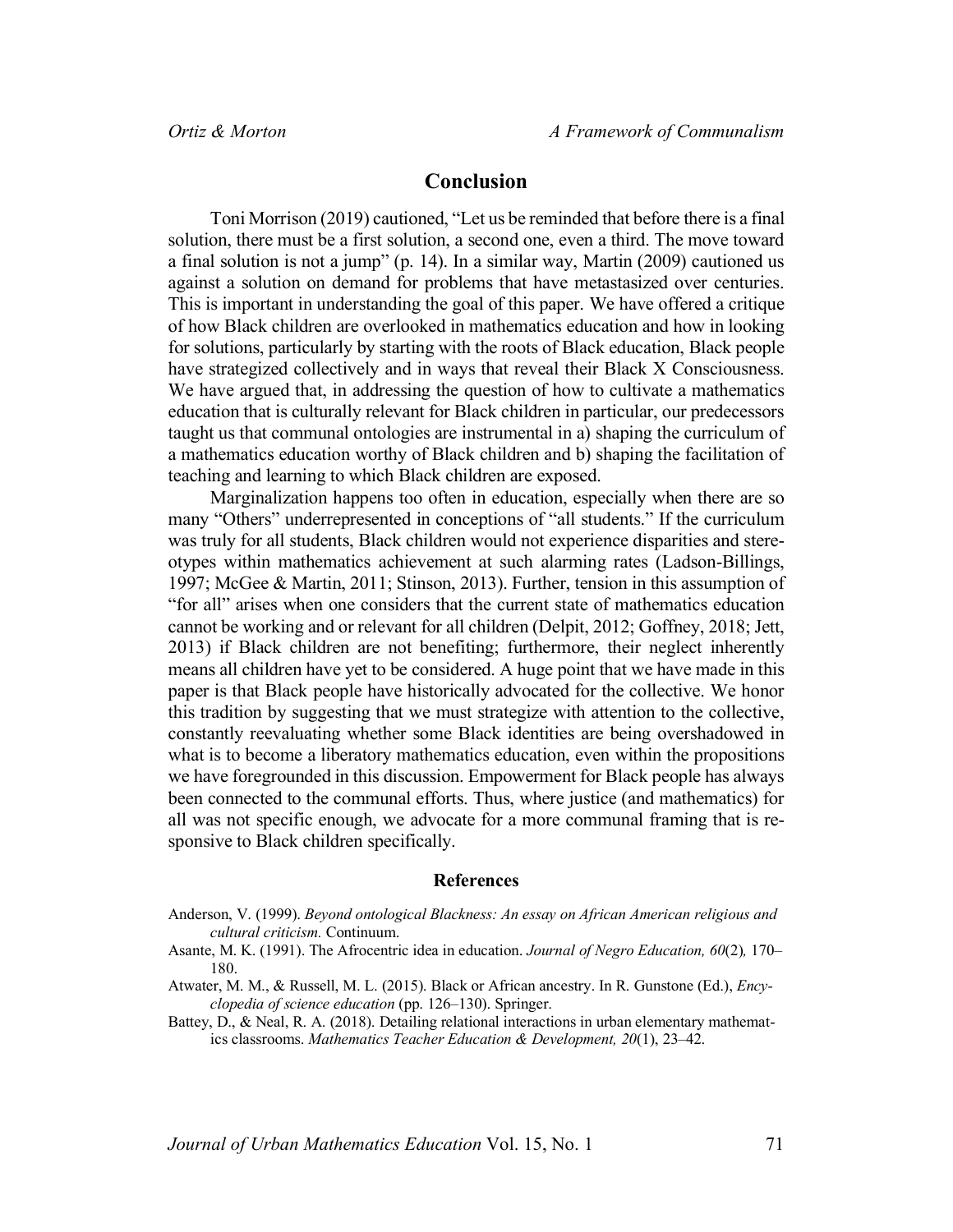## Conclusion

Toni Morrison (2019) cautioned, "Let us be reminded that before there is a final solution, there must be a first solution, a second one, even a third. The move toward a final solution is not a jump" (p. 14). In a similar way, Martin (2009) cautioned us against a solution on demand for problems that have metastasized over centuries. This is important in understanding the goal of this paper. We have offered a critique of how Black children are overlooked in mathematics education and how in looking for solutions, particularly by starting with the roots of Black education, Black people have strategized collectively and in ways that reveal their Black X Consciousness. We have argued that, in addressing the question of how to cultivate a mathematics education that is culturally relevant for Black children in particular, our predecessors taught us that communal ontologies are instrumental in a) shaping the curriculum of a mathematics education worthy of Black children and b) shaping the facilitation of teaching and learning to which Black children are exposed.

Marginalization happens too often in education, especially when there are so many "Others" underrepresented in conceptions of "all students." If the curriculum was truly for all students, Black children would not experience disparities and stereotypes within mathematics achievement at such alarming rates (Ladson-Billings, 1997; McGee & Martin, 2011; Stinson, 2013). Further, tension in this assumption of "for all" arises when one considers that the current state of mathematics education cannot be working and or relevant for all children (Delpit, 2012; Goffney, 2018; Jett, 2013) if Black children are not benefiting; furthermore, their neglect inherently means all children have yet to be considered. A huge point that we have made in this paper is that Black people have historically advocated for the collective. We honor this tradition by suggesting that we must strategize with attention to the collective, constantly reevaluating whether some Black identities are being overshadowed in what is to become a liberatory mathematics education, even within the propositions we have foregrounded in this discussion. Empowerment for Black people has always been connected to the communal efforts. Thus, where justice (and mathematics) for all was not specific enough, we advocate for a more communal framing that is responsive to Black children specifically.

### References

Anderson, V. (1999). *Beyond ontological Blackness: An essay on African American religious and cultural criticism.* Continuum.

Asante, M. K. (1991). The Afrocentric idea in education. *Journal of Negro Education, 60*(2), 170–180.

Atwater, M. M., & Russell, M. L. (2015). Black or African ancestry. In R. Gunstone (Ed.), *Encyclopedia of science education* (pp. 126–130). Springer.

Battey, D., & Neal, R. A. (2018). Detailing relational interactions in urban elementary mathematics classrooms. *Mathematics Teacher Education & Development, 20*(1), 23–42.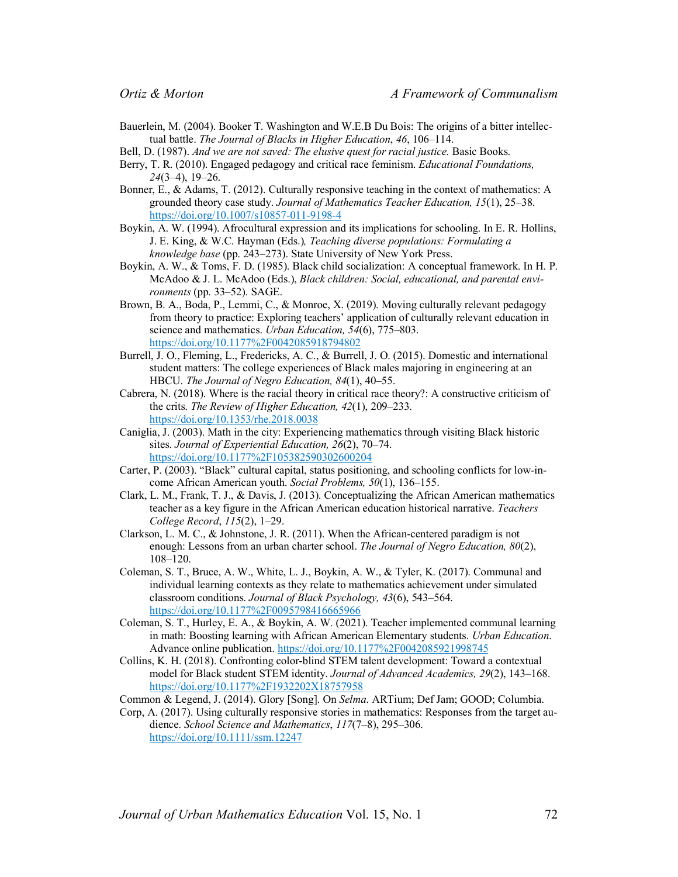Bauerlein, M. (2004). Booker T. Washington and W.E.B Du Bois: The origins of a bitter intellectual battle. *The Journal of Blacks in Higher Education*, *46*, 106–114.

Bell, D. (1987). *And we are not saved: The elusive quest for racial justice.* Basic Books.

Berry, T. R. (2010). Engaged pedagogy and critical race feminism. *Educational Foundations, 24*(3–4), 19–26.

Bonner, E., & Adams, T. (2012). Culturally responsive teaching in the context of mathematics: A grounded theory case study. *Journal of Mathematics Teacher Education, 15*(1), 25–38. https://doi.org/10.1007/s10857-011-9198-4

Boykin, A. W. (1994). Afrocultural expression and its implications for schooling. In E. R. Hollins, J. E. King, & W.C. Hayman (Eds.), *Teaching diverse populations: Formulating a knowledge base* (pp. 243–273). State University of New York Press.

Boykin, A. W., & Toms, F. D. (1985). Black child socialization: A conceptual framework. In H. P. McAdoo & J. L. McAdoo (Eds.), *Black children: Social, educational, and parental environments* (pp. 33–52). SAGE.

Brown, B. A., Boda, P., Lemmi, C., & Monroe, X. (2019). Moving culturally relevant pedagogy from theory to practice: Exploring teachers' application of culturally relevant education in science and mathematics. *Urban Education, 54*(6), 775–803. https://doi.org/10.1177%2F0042085918794802

Burrell, J. O., Fleming, L., Fredericks, A. C., & Burrell, J. O. (2015). Domestic and international student matters: The college experiences of Black males majoring in engineering at an HBCU. *The Journal of Negro Education, 84*(1), 40–55.

Cabrera, N. (2018). Where is the racial theory in critical race theory?: A constructive criticism of the crits. *The Review of Higher Education, 42*(1), 209–233. https://doi.org/10.1353/rhe.2018.0038

Caniglia, J. (2003). Math in the city: Experiencing mathematics through visiting Black historic sites. *Journal of Experiential Education, 26*(2), 70–74. https://doi.org/10.1177%2F105382590302600204

Carter, P. (2003). "Black" cultural capital, status positioning, and schooling conflicts for low-income African American youth. *Social Problems, 50*(1), 136–155.

Clark, L. M., Frank, T. J., & Davis, J. (2013). Conceptualizing the African American mathematics teacher as a key figure in the African American education historical narrative. *Teachers College Record*, *115*(2), 1–29.

Clarkson, L. M. C., & Johnstone, J. R. (2011). When the African-centered paradigm is not enough: Lessons from an urban charter school. *The Journal of Negro Education, 80*(2), 108–120.

Coleman, S. T., Bruce, A. W., White, L. J., Boykin, A. W., & Tyler, K. (2017). Communal and individual learning contexts as they relate to mathematics achievement under simulated classroom conditions. *Journal of Black Psychology, 43*(6), 543–564. https://doi.org/10.1177%2F0095798416665966

Coleman, S. T., Hurley, E. A., & Boykin, A. W. (2021). Teacher implemented communal learning in math: Boosting learning with African American Elementary students. *Urban Education*. Advance online publication. https://doi.org/10.1177%2F0042085921998745

Collins, K. H. (2018). Confronting color-blind STEM talent development: Toward a contextual model for Black student STEM identity. *Journal of Advanced Academics, 29*(2), 143–168. https://doi.org/10.1177%2F1932202X18757958

Common & Legend, J. (2014). Glory [Song]. On *Selma*. ARTium; Def Jam; GOOD; Columbia.

Corp, A. (2017). Using culturally responsive stories in mathematics: Responses from the target audience. *School Science and Mathematics*, *117*(7–8), 295–306. https://doi.org/10.1111/ssm.12247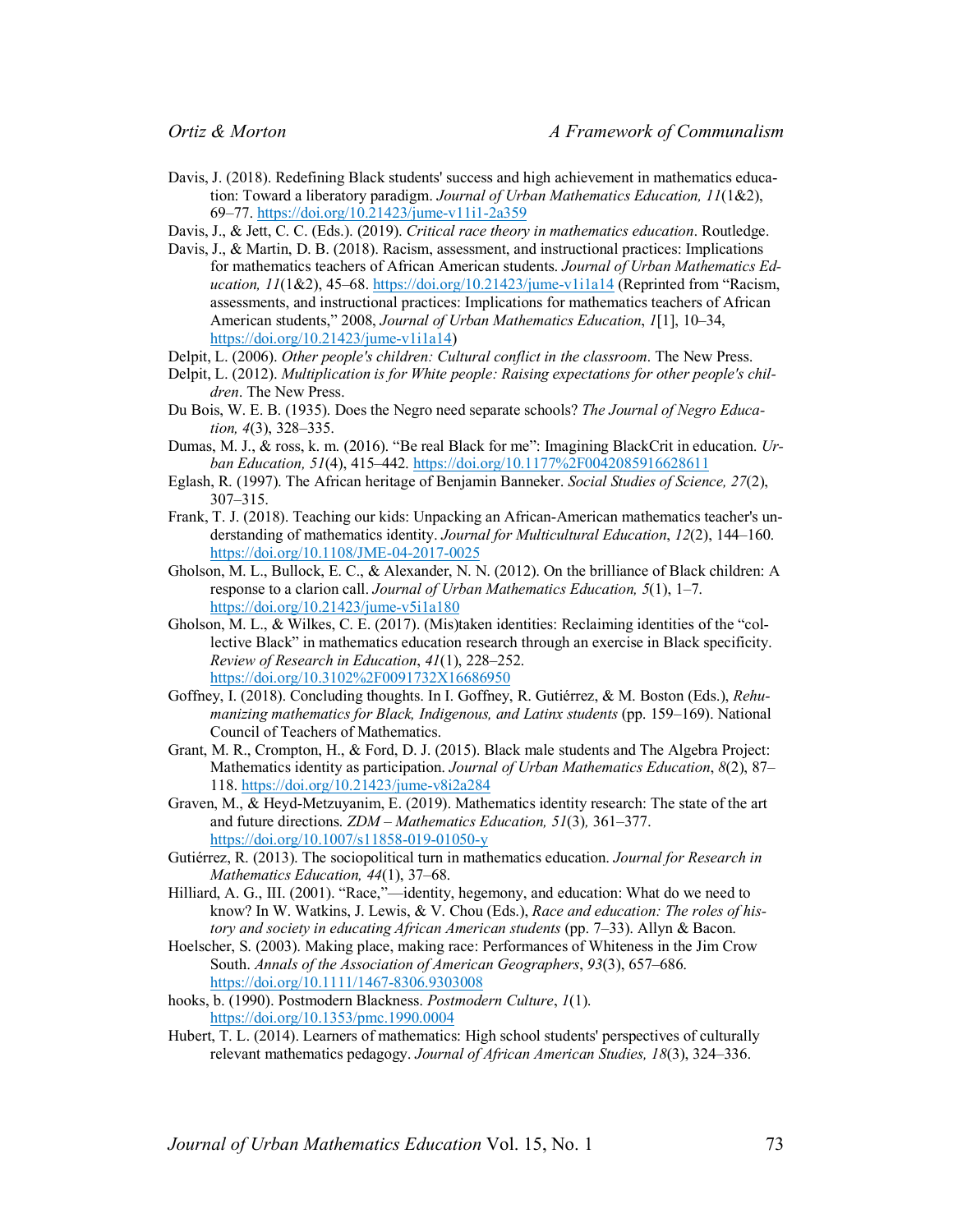Davis, J. (2018). Redefining Black students' success and high achievement in mathematics education: Toward a liberatory paradigm. *Journal of Urban Mathematics Education, 11*(1&2), 69–77. https://doi.org/10.21423/jume-v11i1-2a359

Davis, J., & Jett, C. C. (Eds.). (2019). *Critical race theory in mathematics education*. Routledge.

Davis, J., & Martin, D. B. (2018). Racism, assessment, and instructional practices: Implications for mathematics teachers of African American students. *Journal of Urban Mathematics Education, 11*(1&2), 45–68. https://doi.org/10.21423/jume-v1i1a14 (Reprinted from "Racism, assessments, and instructional practices: Implications for mathematics teachers of African American students," 2008, *Journal of Urban Mathematics Education*, *1*[1], 10–34, https://doi.org/10.21423/jume-v1i1a14)

Delpit, L. (2006). *Other people's children: Cultural conflict in the classroom*. The New Press.

Delpit, L. (2012). *Multiplication is for White people: Raising expectations for other people's children*. The New Press.

Du Bois, W. E. B. (1935). Does the Negro need separate schools? *The Journal of Negro Education, 4*(3), 328–335.

Dumas, M. J., & ross, k. m. (2016). "Be real Black for me": Imagining BlackCrit in education. *Urban Education, 51*(4), 415–442. https://doi.org/10.1177%2F0042085916628611

Eglash, R. (1997). The African heritage of Benjamin Banneker. *Social Studies of Science, 27*(2), 307–315.

Frank, T. J. (2018). Teaching our kids: Unpacking an African-American mathematics teacher's understanding of mathematics identity. *Journal for Multicultural Education*, *12*(2), 144–160. https://doi.org/10.1108/JME-04-2017-0025

Gholson, M. L., Bullock, E. C., & Alexander, N. N. (2012). On the brilliance of Black children: A response to a clarion call. *Journal of Urban Mathematics Education, 5*(1), 1–7. https://doi.org/10.21423/jume-v5i1a180

Gholson, M. L., & Wilkes, C. E. (2017). (Mis)taken identities: Reclaiming identities of the "collective Black" in mathematics education research through an exercise in Black specificity. *Review of Research in Education*, *41*(1), 228–252. https://doi.org/10.3102%2F0091732X16686950

Goffney, I. (2018). Concluding thoughts. In I. Goffney, R. Gutiérrez, & M. Boston (Eds.), *Rehumanizing mathematics for Black, Indigenous, and Latinx students* (pp. 159–169). National Council of Teachers of Mathematics.

Grant, M. R., Crompton, H., & Ford, D. J. (2015). Black male students and The Algebra Project: Mathematics identity as participation. *Journal of Urban Mathematics Education*, *8*(2), 87–118. https://doi.org/10.21423/jume-v8i2a284

Graven, M., & Heyd-Metzuyanim, E. (2019). Mathematics identity research: The state of the art and future directions. *ZDM – Mathematics Education, 51*(3)*,* 361–377. https://doi.org/10.1007/s11858-019-01050-y

Gutiérrez, R. (2013). The sociopolitical turn in mathematics education. *Journal for Research in Mathematics Education, 44*(1), 37–68.

Hilliard, A. G., III. (2001). "Race,"—identity, hegemony, and education: What do we need to know? In W. Watkins, J. Lewis, & V. Chou (Eds.), *Race and education: The roles of history and society in educating African American students* (pp. 7–33). Allyn & Bacon.

Hoelscher, S. (2003). Making place, making race: Performances of Whiteness in the Jim Crow South. *Annals of the Association of American Geographers*, *93*(3), 657–686. https://doi.org/10.1111/1467-8306.9303008

hooks, b. (1990). Postmodern Blackness. *Postmodern Culture*, *1*(1). https://doi.org/10.1353/pmc.1990.0004

Hubert, T. L. (2014). Learners of mathematics: High school students' perspectives of culturally relevant mathematics pedagogy. *Journal of African American Studies, 18*(3), 324–336.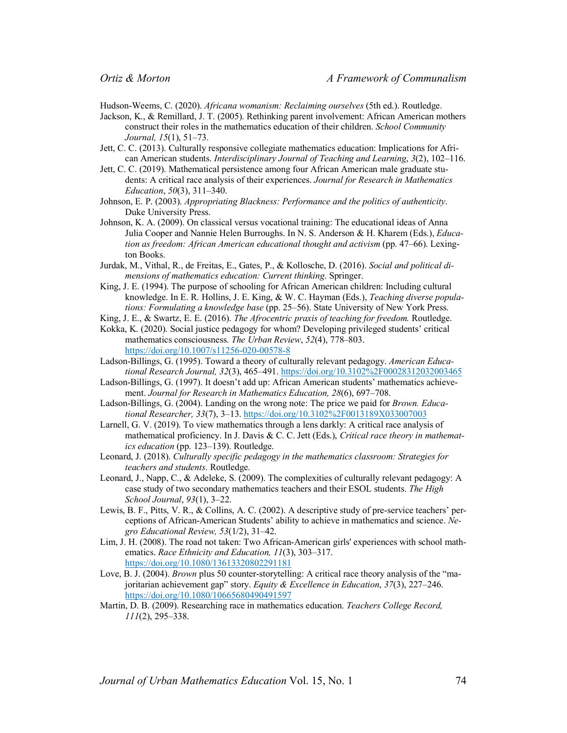Hudson-Weems, C. (2020). *Africana womanism: Reclaiming ourselves* (5th ed.). Routledge.

Jackson, K., & Remillard, J. T. (2005). Rethinking parent involvement: African American mothers construct their roles in the mathematics education of their children. *School Community Journal, 15*(1), 51–73.

Jett, C. C. (2013). Culturally responsive collegiate mathematics education: Implications for African American students. *Interdisciplinary Journal of Teaching and Learning*, *3*(2), 102–116.

Jett, C. C. (2019). Mathematical persistence among four African American male graduate students: A critical race analysis of their experiences. *Journal for Research in Mathematics Education*, *50*(3), 311–340.

Johnson, E. P. (2003). *Appropriating Blackness: Performance and the politics of authenticity*. Duke University Press.

Johnson, K. A. (2009). On classical versus vocational training: The educational ideas of Anna Julia Cooper and Nannie Helen Burroughs. In N. S. Anderson & H. Kharem (Eds.), *Education as freedom: African American educational thought and activism* (pp. 47–66). Lexington Books.

Jurdak, M., Vithal, R., de Freitas, E., Gates, P., & Kollosche, D. (2016). *Social and political dimensions of mathematics education: Current thinking*. Springer.

King, J. E. (1994). The purpose of schooling for African American children: Including cultural knowledge. In E. R. Hollins, J. E. King, & W. C. Hayman (Eds.), *Teaching diverse populations: Formulating a knowledge base* (pp. 25–56). State University of New York Press.

King, J. E., & Swartz, E. E. (2016). *The Afrocentric praxis of teaching for freedom.* Routledge.

Kokka, K. (2020). Social justice pedagogy for whom? Developing privileged students' critical mathematics consciousness. *The Urban Review*, *52*(4), 778–803. https://doi.org/10.1007/s11256-020-00578-8

Ladson-Billings, G. (1995). Toward a theory of culturally relevant pedagogy. *American Educational Research Journal, 32*(3), 465–491. https://doi.org/10.3102%2F00028312032003465

Ladson-Billings, G. (1997). It doesn't add up: African American students' mathematics achievement. *Journal for Research in Mathematics Education, 28*(6), 697–708.

Ladson-Billings, G. (2004). Landing on the wrong note: The price we paid for *Brown. Educational Researcher, 33*(7), 3–13. https://doi.org/10.3102%2F0013189X033007003

Larnell, G. V. (2019). To view mathematics through a lens darkly: A critical race analysis of mathematical proficiency. In J. Davis & C. C. Jett (Eds.), *Critical race theory in mathematics education* (pp. 123–139). Routledge.

Leonard, J. (2018). *Culturally specific pedagogy in the mathematics classroom: Strategies for teachers and students*. Routledge.

Leonard, J., Napp, C., & Adeleke, S. (2009). The complexities of culturally relevant pedagogy: A case study of two secondary mathematics teachers and their ESOL students. *The High School Journal*, *93*(1), 3–22.

Lewis, B. F., Pitts, V. R., & Collins, A. C. (2002). A descriptive study of pre-service teachers' perceptions of African-American Students' ability to achieve in mathematics and science. *Negro Educational Review, 53*(1/2), 31–42.

Lim, J. H. (2008). The road not taken: Two African-American girls' experiences with school mathematics. *Race Ethnicity and Education, 11*(3), 303–317. https://doi.org/10.1080/13613320802291181

Love, B. J. (2004). *Brown* plus 50 counter-storytelling: A critical race theory analysis of the "majoritarian achievement gap" story. *Equity & Excellence in Education*, *37*(3), 227–246. https://doi.org/10.1080/10665680490491597

Martin, D. B. (2009). Researching race in mathematics education. *Teachers College Record, 111*(2), 295–338.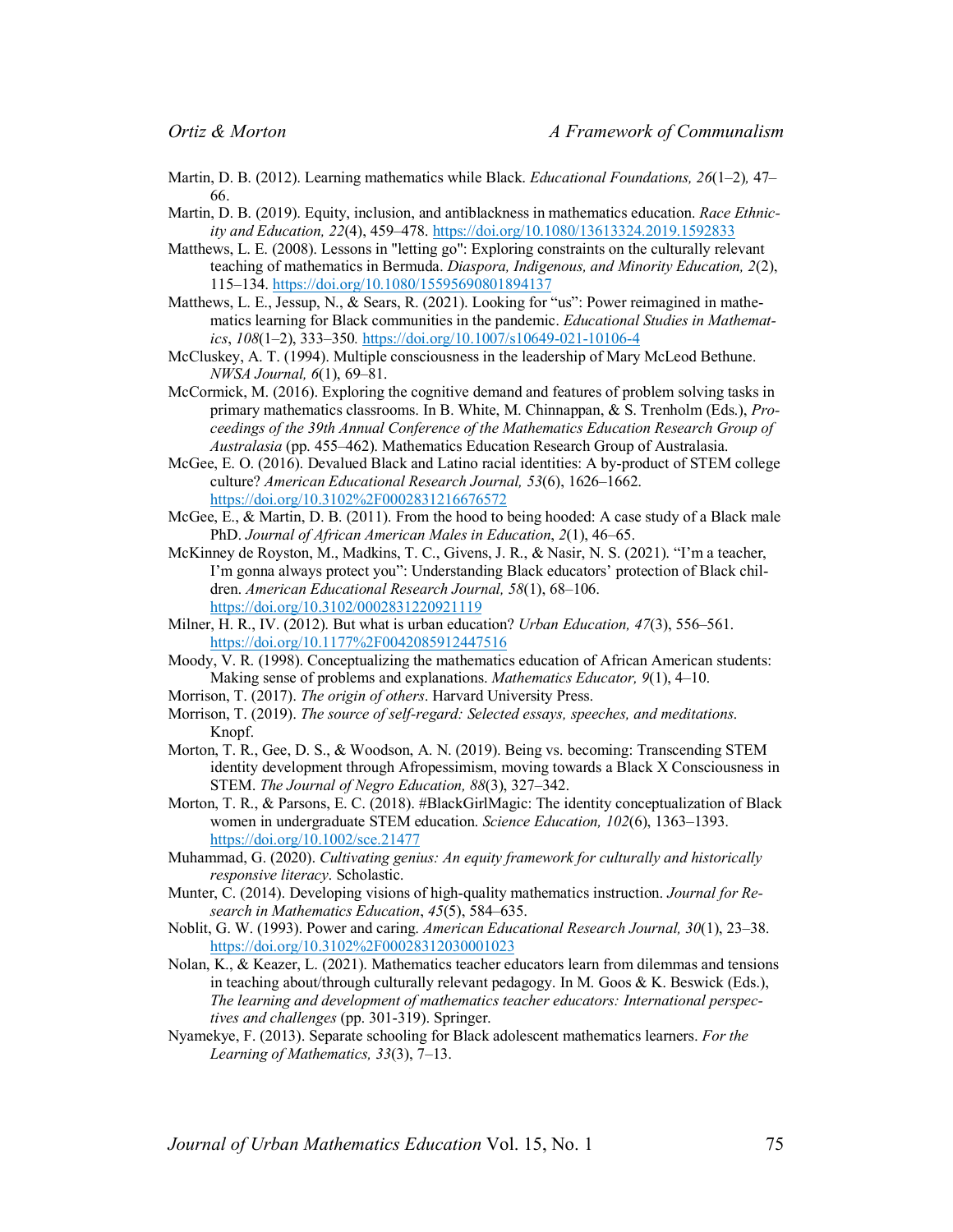Martin, D. B. (2012). Learning mathematics while Black. *Educational Foundations, 26*(1–2)*,* 47–66.

Martin, D. B. (2019). Equity, inclusion, and antiblackness in mathematics education. *Race Ethnicity and Education, 22*(4), 459–478. https://doi.org/10.1080/13613324.2019.1592833

Matthews, L. E. (2008). Lessons in "letting go": Exploring constraints on the culturally relevant teaching of mathematics in Bermuda. *Diaspora, Indigenous, and Minority Education, 2*(2), 115–134. https://doi.org/10.1080/15595690801894137

Matthews, L. E., Jessup, N., & Sears, R. (2021). Looking for "us": Power reimagined in mathematics learning for Black communities in the pandemic. *Educational Studies in Mathematics*, *108*(1–2), 333–350. https://doi.org/10.1007/s10649-021-10106-4

McCluskey, A. T. (1994). Multiple consciousness in the leadership of Mary McLeod Bethune. *NWSA Journal, 6*(1), 69–81.

McCormick, M. (2016). Exploring the cognitive demand and features of problem solving tasks in primary mathematics classrooms. In B. White, M. Chinnappan, & S. Trenholm (Eds.), *Proceedings of the 39th Annual Conference of the Mathematics Education Research Group of Australasia* (pp. 455–462). Mathematics Education Research Group of Australasia.

McGee, E. O. (2016). Devalued Black and Latino racial identities: A by-product of STEM college culture? *American Educational Research Journal, 53*(6), 1626–1662. https://doi.org/10.3102%2F0002831216676572

McGee, E., & Martin, D. B. (2011). From the hood to being hooded: A case study of a Black male PhD. *Journal of African American Males in Education*, *2*(1), 46–65.

McKinney de Royston, M., Madkins, T. C., Givens, J. R., & Nasir, N. S. (2021). "I'm a teacher, I'm gonna always protect you": Understanding Black educators' protection of Black children. *American Educational Research Journal, 58*(1), 68–106. https://doi.org/10.3102/0002831220921119

Milner, H. R., IV. (2012). But what is urban education? *Urban Education, 47*(3), 556–561. https://doi.org/10.1177%2F0042085912447516

Moody, V. R. (1998). Conceptualizing the mathematics education of African American students: Making sense of problems and explanations. *Mathematics Educator, 9*(1), 4–10.

Morrison, T. (2017). *The origin of others*. Harvard University Press.

Morrison, T. (2019). *The source of self-regard: Selected essays, speeches, and meditations*. Knopf.

Morton, T. R., Gee, D. S., & Woodson, A. N. (2019). Being vs. becoming: Transcending STEM identity development through Afropessimism, moving towards a Black X Consciousness in STEM. *The Journal of Negro Education, 88*(3), 327–342.

Morton, T. R., & Parsons, E. C. (2018). #BlackGirlMagic: The identity conceptualization of Black women in undergraduate STEM education. *Science Education, 102*(6), 1363–1393. https://doi.org/10.1002/sce.21477

Muhammad, G. (2020). *Cultivating genius: An equity framework for culturally and historically responsive literacy*. Scholastic.

Munter, C. (2014). Developing visions of high-quality mathematics instruction. *Journal for Research in Mathematics Education*, *45*(5), 584–635.

Noblit, G. W. (1993). Power and caring. *American Educational Research Journal, 30*(1), 23–38. https://doi.org/10.3102%2F00028312030001023

Nolan, K., & Keazer, L. (2021). Mathematics teacher educators learn from dilemmas and tensions in teaching about/through culturally relevant pedagogy. In M. Goos & K. Beswick (Eds.), *The learning and development of mathematics teacher educators: International perspectives and challenges* (pp. 301-319). Springer.

Nyamekye, F. (2013). Separate schooling for Black adolescent mathematics learners. *For the Learning of Mathematics, 33*(3), 7–13.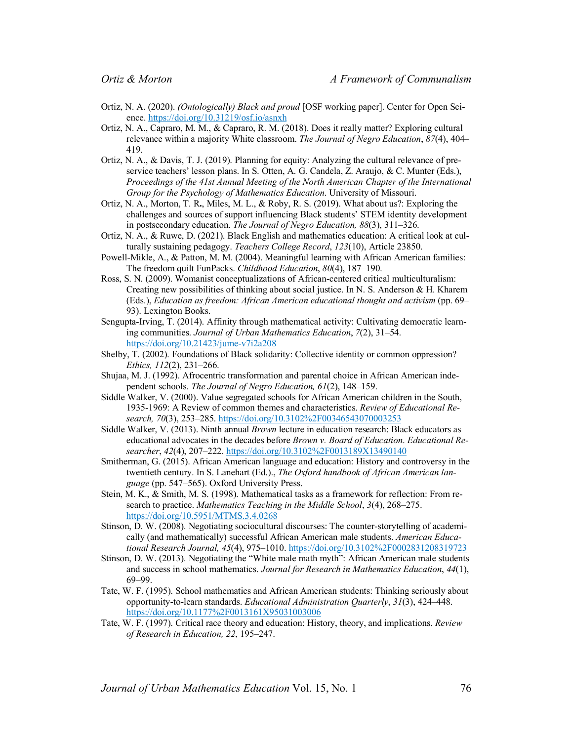Ortiz, N. A. (2020). *(Ontologically) Black and proud* [OSF working paper]. Center for Open Science. https://doi.org/10.31219/osf.io/asnxh

Ortiz, N. A., Capraro, M. M., & Capraro, R. M. (2018). Does it really matter? Exploring cultural relevance within a majority White classroom. *The Journal of Negro Education*, *87*(4), 404–419.

Ortiz, N. A., & Davis, T. J. (2019). Planning for equity: Analyzing the cultural relevance of preservice teachers' lesson plans. In S. Otten, A. G. Candela, Z. Araujo, & C. Munter (Eds.), *Proceedings of the 41st Annual Meeting of the North American Chapter of the International Group for the Psychology of Mathematics Education*. University of Missouri.

Ortiz, N. A., Morton, T. R., Miles, M. L., & Roby, R. S. (2019). What about us?: Exploring the challenges and sources of support influencing Black students' STEM identity development in postsecondary education. *The Journal of Negro Education, 88*(3), 311–326.

Ortiz, N. A., & Ruwe, D. (2021). Black English and mathematics education: A critical look at culturally sustaining pedagogy. *Teachers College Record*, *123*(10), Article 23850.

Powell-Mikle, A., & Patton, M. M. (2004). Meaningful learning with African American families: The freedom quilt FunPacks. *Childhood Education*, *80*(4), 187–190.

Ross, S. N. (2009). Womanist conceptualizations of African-centered critical multiculturalism: Creating new possibilities of thinking about social justice. In N. S. Anderson & H. Kharem (Eds.), *Education as freedom: African American educational thought and activism* (pp. 69–93). Lexington Books.

Sengupta-Irving, T. (2014). Affinity through mathematical activity: Cultivating democratic learning communities. *Journal of Urban Mathematics Education*, *7*(2), 31–54. https://doi.org/10.21423/jume-v7i2a208

Shelby, T. (2002). Foundations of Black solidarity: Collective identity or common oppression? *Ethics, 112*(2), 231–266.

Shujaa, M. J. (1992). Afrocentric transformation and parental choice in African American independent schools. *The Journal of Negro Education, 61*(2), 148–159.

Siddle Walker, V. (2000). Value segregated schools for African American children in the South, 1935-1969: A Review of common themes and characteristics. *Review of Educational Research, 70*(3), 253–285. https://doi.org/10.3102%2F00346543070003253

Siddle Walker, V. (2013). Ninth annual *Brown* lecture in education research: Black educators as educational advocates in the decades before *Brown v. Board of Education*. *Educational Researcher*, *42*(4), 207–222. https://doi.org/10.3102%2F0013189X13490140

Smitherman, G. (2015). African American language and education: History and controversy in the twentieth century. In S. Lanehart (Ed.)., *The Oxford handbook of African American language* (pp. 547–565). Oxford University Press.

Stein, M. K., & Smith, M. S. (1998). Mathematical tasks as a framework for reflection: From research to practice. *Mathematics Teaching in the Middle School*, *3*(4), 268–275. https://doi.org/10.5951/MTMS.3.4.0268

Stinson, D. W. (2008). Negotiating sociocultural discourses: The counter-storytelling of academically (and mathematically) successful African American male students. *American Educational Research Journal, 45*(4), 975–1010. https://doi.org/10.3102%2F0002831208319723

Stinson, D. W. (2013). Negotiating the "White male math myth": African American male students and success in school mathematics. *Journal for Research in Mathematics Education*, *44*(1), 69–99.

Tate, W. F. (1995). School mathematics and African American students: Thinking seriously about opportunity-to-learn standards. *Educational Administration Quarterly*, *31*(3), 424–448. https://doi.org/10.1177%2F0013161X95031003006

Tate, W. F. (1997). Critical race theory and education: History, theory, and implications. *Review of Research in Education, 22*, 195–247.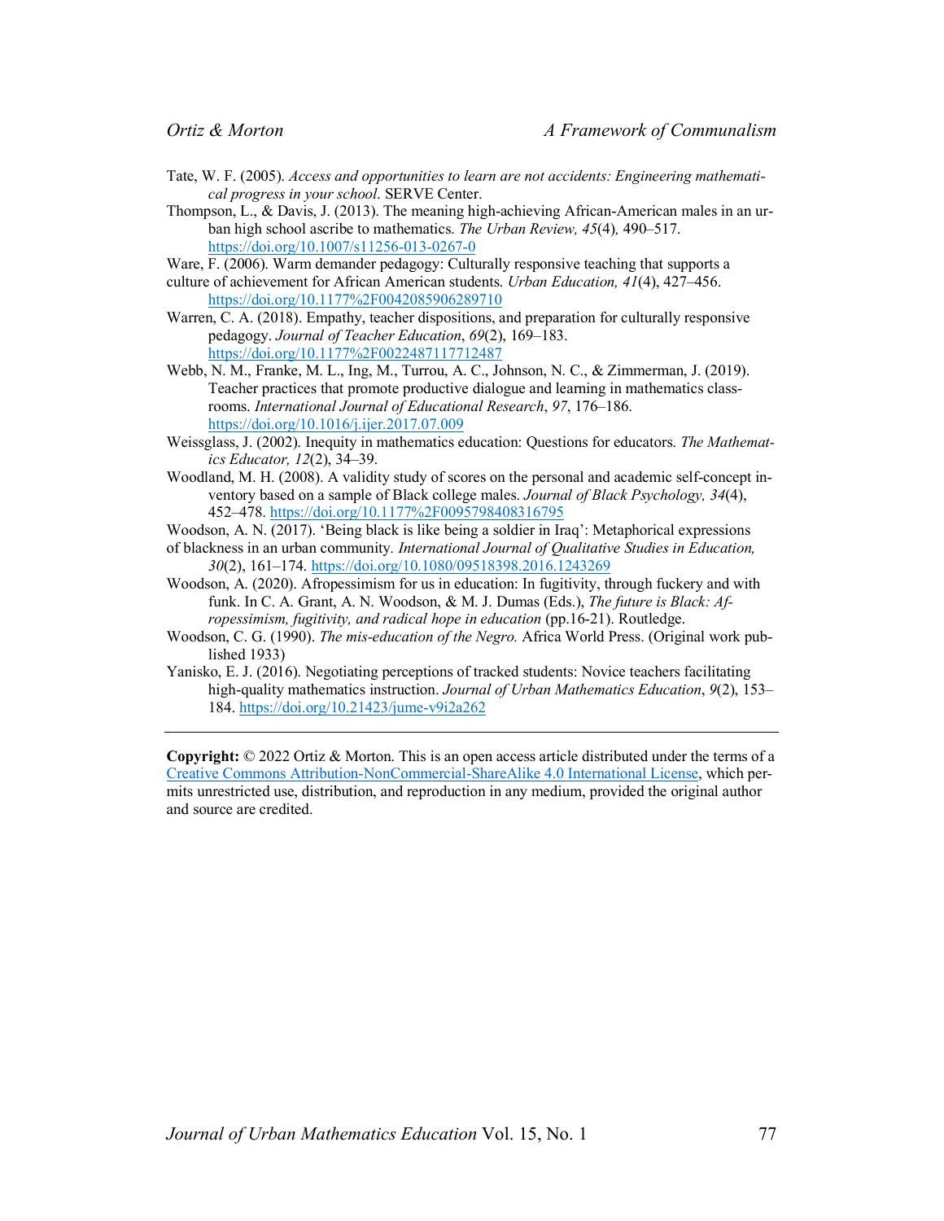Tate, W. F. (2005). *Access and opportunities to learn are not accidents: Engineering mathematical progress in your school.* SERVE Center.

Thompson, L., & Davis, J. (2013). The meaning high-achieving African-American males in an urban high school ascribe to mathematics. *The Urban Review, 45*(4), 490–517. https://doi.org/10.1007/s11256-013-0267-0

Ware, F. (2006). Warm demander pedagogy: Culturally responsive teaching that supports a culture of achievement for African American students. *Urban Education, 41*(4), 427–456. https://doi.org/10.1177%2F0042085906289710

Warren, C. A. (2018). Empathy, teacher dispositions, and preparation for culturally responsive pedagogy. *Journal of Teacher Education*, *69*(2), 169–183. https://doi.org/10.1177%2F0022487117712487

Webb, N. M., Franke, M. L., Ing, M., Turrou, A. C., Johnson, N. C., & Zimmerman, J. (2019). Teacher practices that promote productive dialogue and learning in mathematics classrooms. *International Journal of Educational Research*, *97*, 176–186. https://doi.org/10.1016/j.ijer.2017.07.009

Weissglass, J. (2002). Inequity in mathematics education: Questions for educators. *The Mathematics Educator, 12*(2), 34–39.

Woodland, M. H. (2008). A validity study of scores on the personal and academic self-concept inventory based on a sample of Black college males. *Journal of Black Psychology, 34*(4), 452–478. https://doi.org/10.1177%2F0095798408316795

Woodson, A. N. (2017). 'Being black is like being a soldier in Iraq': Metaphorical expressions of blackness in an urban community. *International Journal of Qualitative Studies in Education, 30*(2), 161–174. https://doi.org/10.1080/09518398.2016.1243269

Woodson, A. (2020). Afropessimism for us in education: In fugitivity, through fuckery and with funk. In C. A. Grant, A. N. Woodson, & M. J. Dumas (Eds.), *The future is Black: Afropessimism, fugitivity, and radical hope in education* (pp.16-21). Routledge.

Woodson, C. G. (1990). *The mis-education of the Negro.* Africa World Press. (Original work published 1933)

Yanisko, E. J. (2016). Negotiating perceptions of tracked students: Novice teachers facilitating high-quality mathematics instruction. *Journal of Urban Mathematics Education*, *9*(2), 153–184. https://doi.org/10.21423/jume-v9i2a262

---

**Copyright:** © 2022 Ortiz & Morton. This is an open access article distributed under the terms of a Creative Commons Attribution-NonCommercial-ShareAlike 4.0 International License, which permits unrestricted use, distribution, and reproduction in any medium, provided the original author and source are credited.